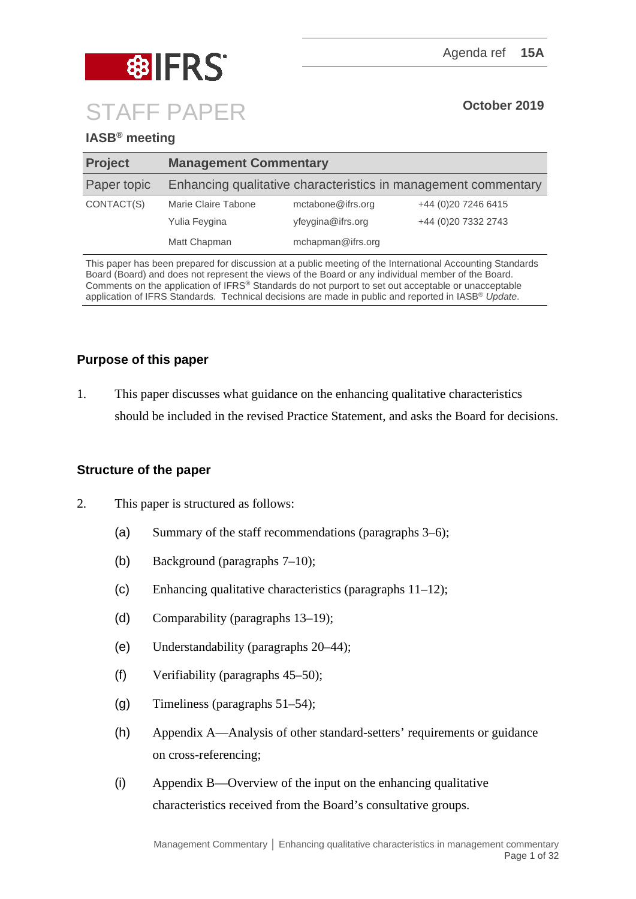Agenda ref **15A**

# STAFF PAPER

**October 2019**

**IASB® meeting**

| **Project** | **Management Commentary** | | |
|---|---|---|---|
| Paper topic | Enhancing qualitative characteristics in management commentary | | |
| CONTACT(S) | Marie Claire Tabone | mctabone@ifrs.org | +44 (0)20 7246 6415 |
| | Yulia Feygina | yfeygina@ifrs.org | +44 (0)20 7332 2743 |
| | Matt Chapman | mchapman@ifrs.org | |

This paper has been prepared for discussion at a public meeting of the International Accounting Standards Board (Board) and does not represent the views of the Board or any individual member of the Board. Comments on the application of IFRS® Standards do not purport to set out acceptable or unacceptable application of IFRS Standards. Technical decisions are made in public and reported in IASB® *Update*.

## Purpose of this paper

1. This paper discusses what guidance on the enhancing qualitative characteristics should be included in the revised Practice Statement, and asks the Board for decisions.

## Structure of the paper

2. This paper is structured as follows:
   (a) Summary of the staff recommendations (paragraphs 3–6);
   (b) Background (paragraphs 7–10);
   (c) Enhancing qualitative characteristics (paragraphs 11–12);
   (d) Comparability (paragraphs 13–19);
   (e) Understandability (paragraphs 20–44);
   (f) Verifiability (paragraphs 45–50);
   (g) Timeliness (paragraphs 51–54);
   (h) Appendix A—Analysis of other standard-setters' requirements or guidance on cross-referencing;
   (i) Appendix B—Overview of the input on the enhancing qualitative characteristics received from the Board's consultative groups.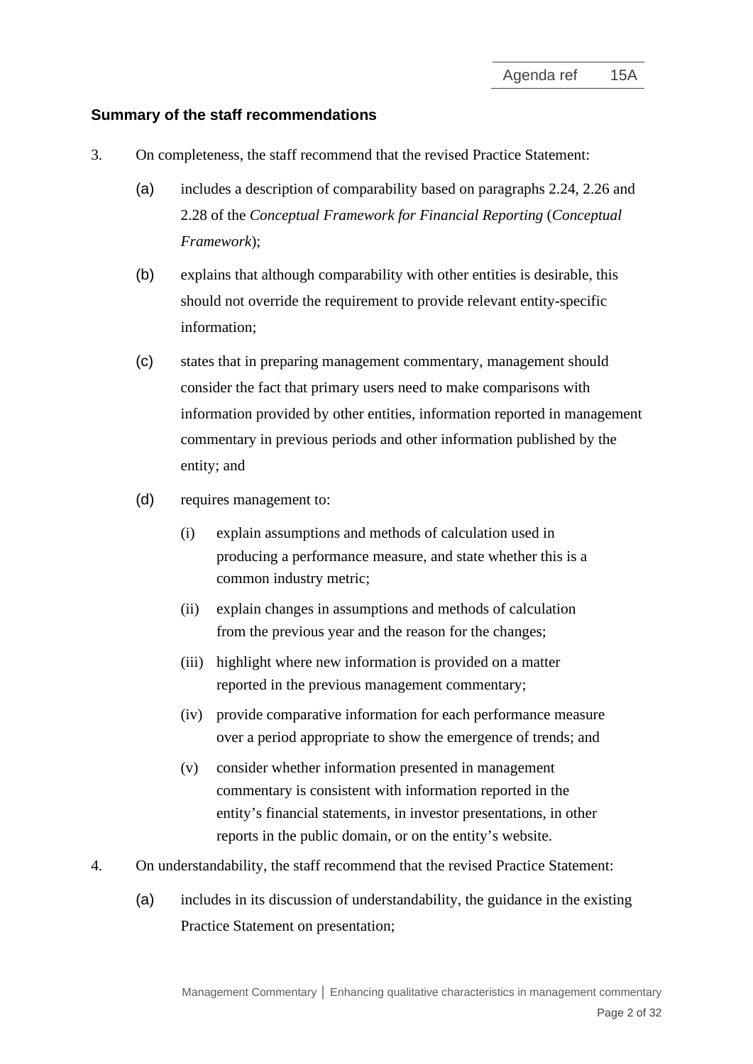## Summary of the staff recommendations

3. On completeness, the staff recommend that the revised Practice Statement:

    (a) includes a description of comparability based on paragraphs 2.24, 2.26 and 2.28 of the *Conceptual Framework for Financial Reporting* (*Conceptual Framework*);

    (b) explains that although comparability with other entities is desirable, this should not override the requirement to provide relevant entity-specific information;

    (c) states that in preparing management commentary, management should consider the fact that primary users need to make comparisons with information provided by other entities, information reported in management commentary in previous periods and other information published by the entity; and

    (d) requires management to:

        (i) explain assumptions and methods of calculation used in producing a performance measure, and state whether this is a common industry metric;

        (ii) explain changes in assumptions and methods of calculation from the previous year and the reason for the changes;

        (iii) highlight where new information is provided on a matter reported in the previous management commentary;

        (iv) provide comparative information for each performance measure over a period appropriate to show the emergence of trends; and

        (v) consider whether information presented in management commentary is consistent with information reported in the entity's financial statements, in investor presentations, in other reports in the public domain, or on the entity's website.

4. On understandability, the staff recommend that the revised Practice Statement:

    (a) includes in its discussion of understandability, the guidance in the existing Practice Statement on presentation;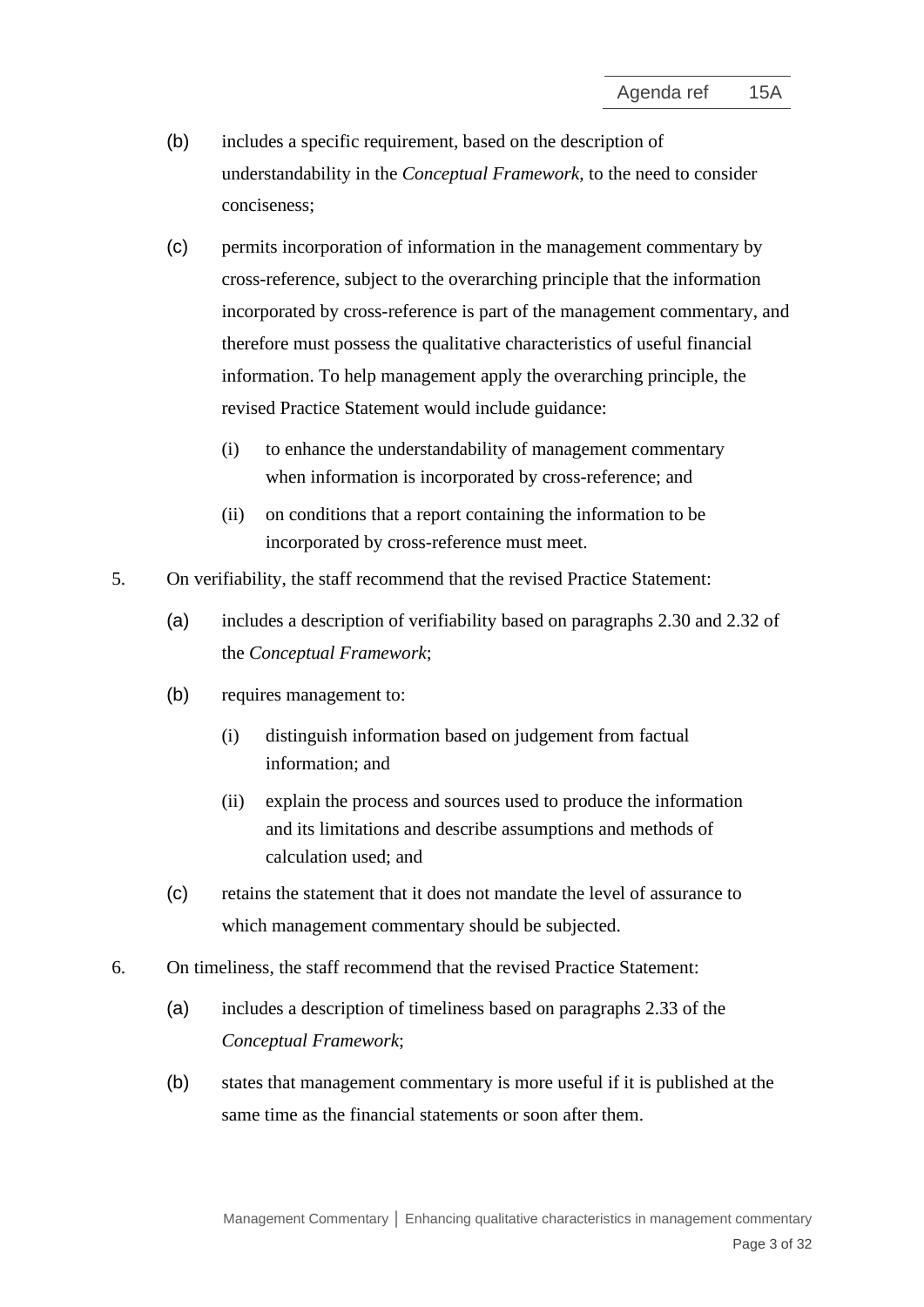(b) includes a specific requirement, based on the description of understandability in the *Conceptual Framework*, to the need to consider conciseness;

(c) permits incorporation of information in the management commentary by cross-reference, subject to the overarching principle that the information incorporated by cross-reference is part of the management commentary, and therefore must possess the qualitative characteristics of useful financial information. To help management apply the overarching principle, the revised Practice Statement would include guidance:

   (i) to enhance the understandability of management commentary when information is incorporated by cross-reference; and

   (ii) on conditions that a report containing the information to be incorporated by cross-reference must meet.

5. On verifiability, the staff recommend that the revised Practice Statement:

   (a) includes a description of verifiability based on paragraphs 2.30 and 2.32 of the *Conceptual Framework*;

   (b) requires management to:

      (i) distinguish information based on judgement from factual information; and

      (ii) explain the process and sources used to produce the information and its limitations and describe assumptions and methods of calculation used; and

   (c) retains the statement that it does not mandate the level of assurance to which management commentary should be subjected.

6. On timeliness, the staff recommend that the revised Practice Statement:

   (a) includes a description of timeliness based on paragraphs 2.33 of the *Conceptual Framework*;

   (b) states that management commentary is more useful if it is published at the same time as the financial statements or soon after them.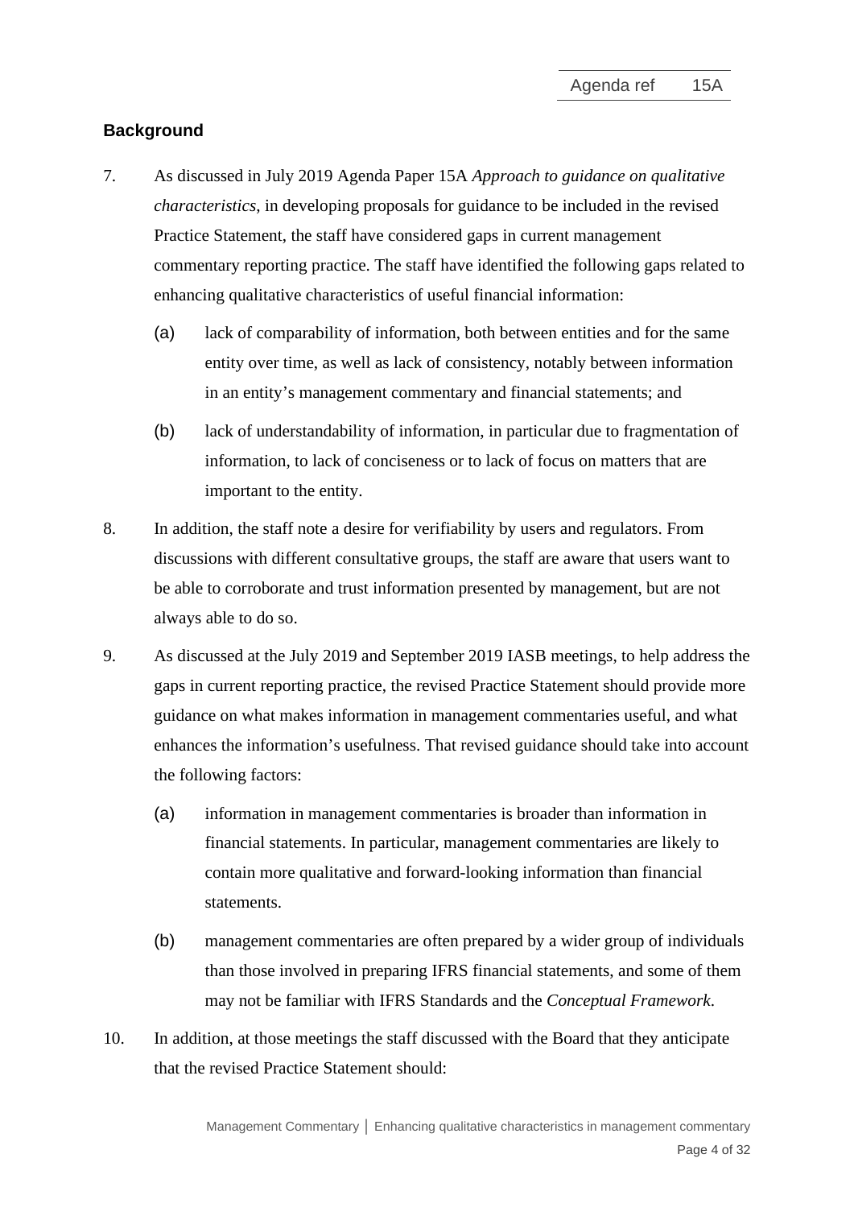## Background

7. As discussed in July 2019 Agenda Paper 15A *Approach to guidance on qualitative characteristics*, in developing proposals for guidance to be included in the revised Practice Statement, the staff have considered gaps in current management commentary reporting practice. The staff have identified the following gaps related to enhancing qualitative characteristics of useful financial information:

   (a) lack of comparability of information, both between entities and for the same entity over time, as well as lack of consistency, notably between information in an entity's management commentary and financial statements; and

   (b) lack of understandability of information, in particular due to fragmentation of information, to lack of conciseness or to lack of focus on matters that are important to the entity.

8. In addition, the staff note a desire for verifiability by users and regulators. From discussions with different consultative groups, the staff are aware that users want to be able to corroborate and trust information presented by management, but are not always able to do so.

9. As discussed at the July 2019 and September 2019 IASB meetings, to help address the gaps in current reporting practice, the revised Practice Statement should provide more guidance on what makes information in management commentaries useful, and what enhances the information's usefulness. That revised guidance should take into account the following factors:

   (a) information in management commentaries is broader than information in financial statements. In particular, management commentaries are likely to contain more qualitative and forward-looking information than financial statements.

   (b) management commentaries are often prepared by a wider group of individuals than those involved in preparing IFRS financial statements, and some of them may not be familiar with IFRS Standards and the *Conceptual Framework*.

10. In addition, at those meetings the staff discussed with the Board that they anticipate that the revised Practice Statement should: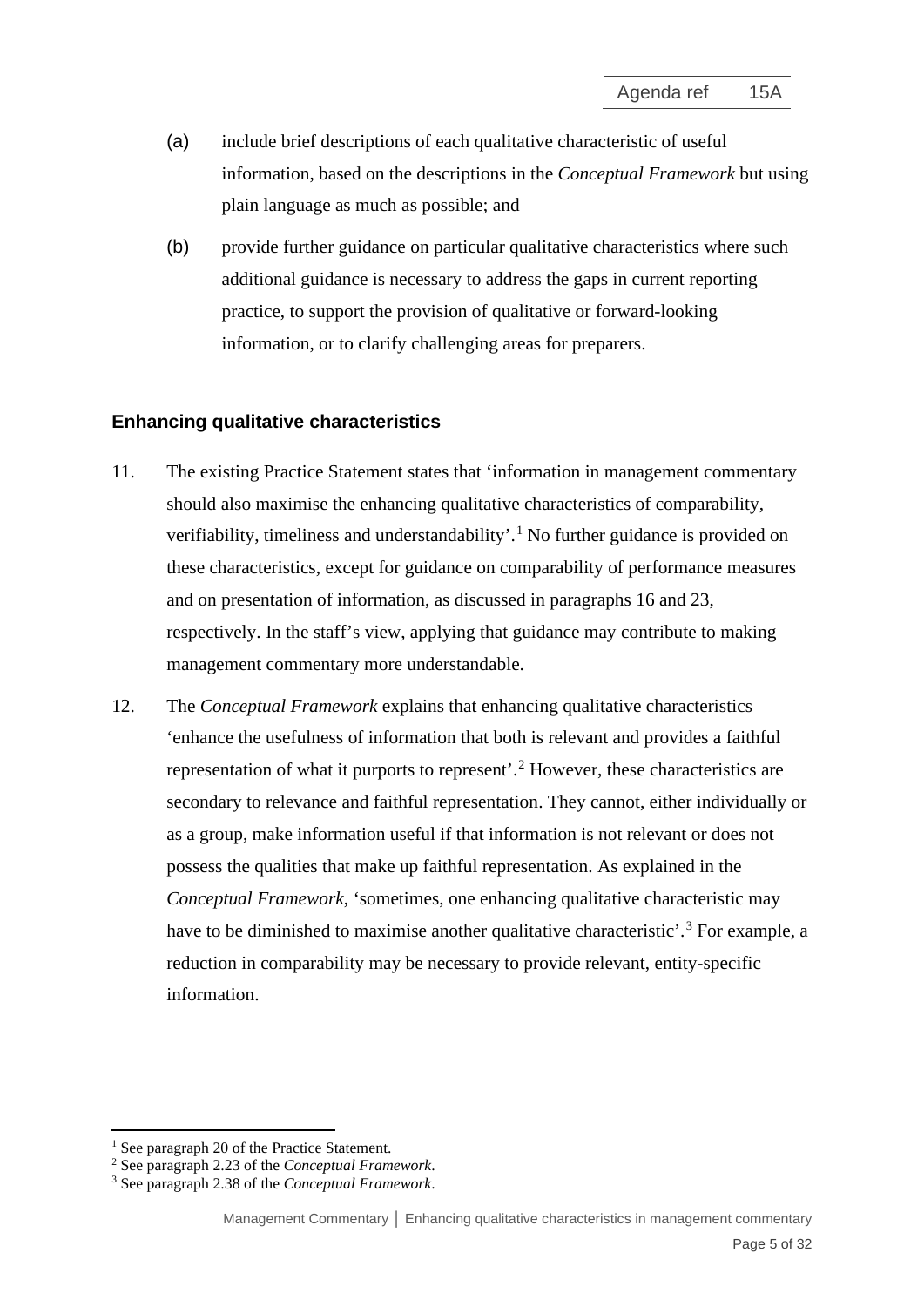(a) include brief descriptions of each qualitative characteristic of useful information, based on the descriptions in the *Conceptual Framework* but using plain language as much as possible; and

(b) provide further guidance on particular qualitative characteristics where such additional guidance is necessary to address the gaps in current reporting practice, to support the provision of qualitative or forward-looking information, or to clarify challenging areas for preparers.

### Enhancing qualitative characteristics

11. The existing Practice Statement states that 'information in management commentary should also maximise the enhancing qualitative characteristics of comparability, verifiability, timeliness and understandability'.[1] No further guidance is provided on these characteristics, except for guidance on comparability of performance measures and on presentation of information, as discussed in paragraphs 16 and 23, respectively. In the staff's view, applying that guidance may contribute to making management commentary more understandable.

12. The *Conceptual Framework* explains that enhancing qualitative characteristics 'enhance the usefulness of information that both is relevant and provides a faithful representation of what it purports to represent'.[2] However, these characteristics are secondary to relevance and faithful representation. They cannot, either individually or as a group, make information useful if that information is not relevant or does not possess the qualities that make up faithful representation. As explained in the *Conceptual Framework*, 'sometimes, one enhancing qualitative characteristic may have to be diminished to maximise another qualitative characteristic'.[3] For example, a reduction in comparability may be necessary to provide relevant, entity-specific information.

---

[1] See paragraph 20 of the Practice Statement.

[2] See paragraph 2.23 of the *Conceptual Framework*.

[3] See paragraph 2.38 of the *Conceptual Framework*.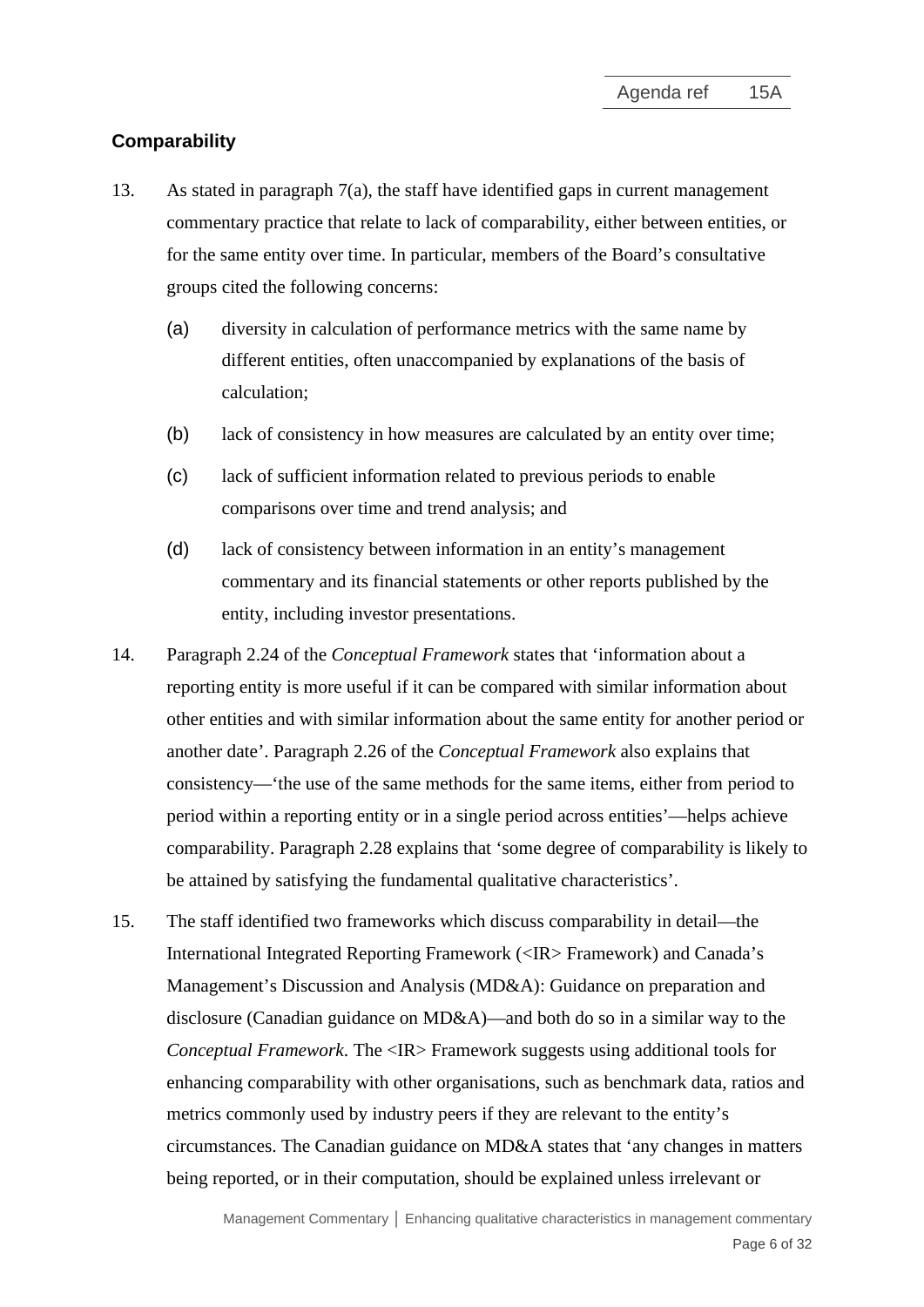## Comparability

13. As stated in paragraph 7(a), the staff have identified gaps in current management commentary practice that relate to lack of comparability, either between entities, or for the same entity over time. In particular, members of the Board's consultative groups cited the following concerns:

    (a) diversity in calculation of performance metrics with the same name by different entities, often unaccompanied by explanations of the basis of calculation;

    (b) lack of consistency in how measures are calculated by an entity over time;

    (c) lack of sufficient information related to previous periods to enable comparisons over time and trend analysis; and

    (d) lack of consistency between information in an entity's management commentary and its financial statements or other reports published by the entity, including investor presentations.

14. Paragraph 2.24 of the *Conceptual Framework* states that 'information about a reporting entity is more useful if it can be compared with similar information about other entities and with similar information about the same entity for another period or another date'. Paragraph 2.26 of the *Conceptual Framework* also explains that consistency—'the use of the same methods for the same items, either from period to period within a reporting entity or in a single period across entities'—helps achieve comparability. Paragraph 2.28 explains that 'some degree of comparability is likely to be attained by satisfying the fundamental qualitative characteristics'.

15. The staff identified two frameworks which discuss comparability in detail—the International Integrated Reporting Framework (<IR> Framework) and Canada's Management's Discussion and Analysis (MD&A): Guidance on preparation and disclosure (Canadian guidance on MD&A)—and both do so in a similar way to the *Conceptual Framework*. The <IR> Framework suggests using additional tools for enhancing comparability with other organisations, such as benchmark data, ratios and metrics commonly used by industry peers if they are relevant to the entity's circumstances. The Canadian guidance on MD&A states that 'any changes in matters being reported, or in their computation, should be explained unless irrelevant or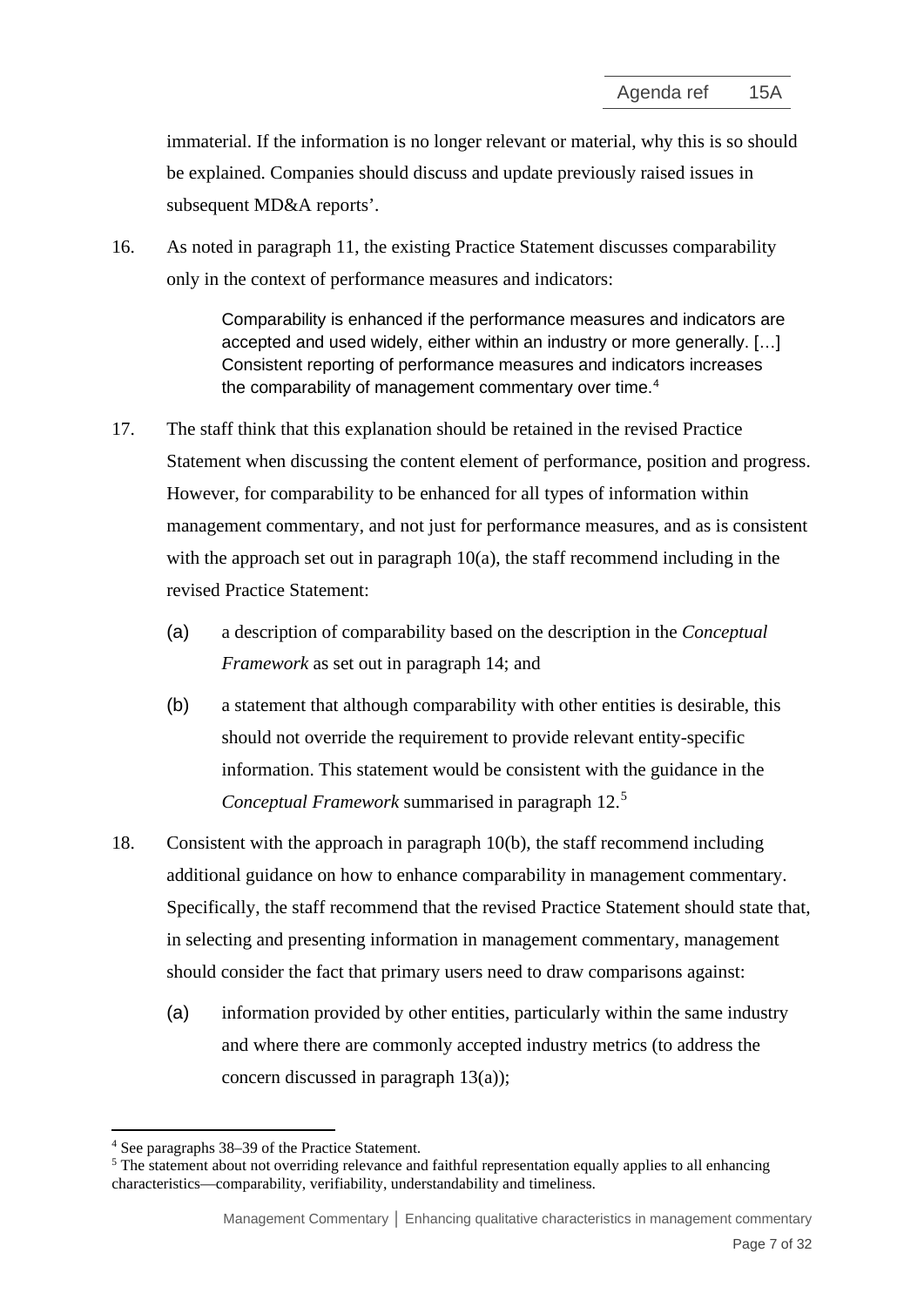immaterial. If the information is no longer relevant or material, why this is so should be explained. Companies should discuss and update previously raised issues in subsequent MD&A reports'.

16. As noted in paragraph 11, the existing Practice Statement discusses comparability only in the context of performance measures and indicators:

> Comparability is enhanced if the performance measures and indicators are accepted and used widely, either within an industry or more generally. […] Consistent reporting of performance measures and indicators increases the comparability of management commentary over time.[4]

17. The staff think that this explanation should be retained in the revised Practice Statement when discussing the content element of performance, position and progress. However, for comparability to be enhanced for all types of information within management commentary, and not just for performance measures, and as is consistent with the approach set out in paragraph 10(a), the staff recommend including in the revised Practice Statement:

    (a) a description of comparability based on the description in the *Conceptual Framework* as set out in paragraph 14; and

    (b) a statement that although comparability with other entities is desirable, this should not override the requirement to provide relevant entity-specific information. This statement would be consistent with the guidance in the *Conceptual Framework* summarised in paragraph 12.[5]

18. Consistent with the approach in paragraph 10(b), the staff recommend including additional guidance on how to enhance comparability in management commentary. Specifically, the staff recommend that the revised Practice Statement should state that, in selecting and presenting information in management commentary, management should consider the fact that primary users need to draw comparisons against:

    (a) information provided by other entities, particularly within the same industry and where there are commonly accepted industry metrics (to address the concern discussed in paragraph 13(a));

---

[4] See paragraphs 38–39 of the Practice Statement.

[5] The statement about not overriding relevance and faithful representation equally applies to all enhancing characteristics—comparability, verifiability, understandability and timeliness.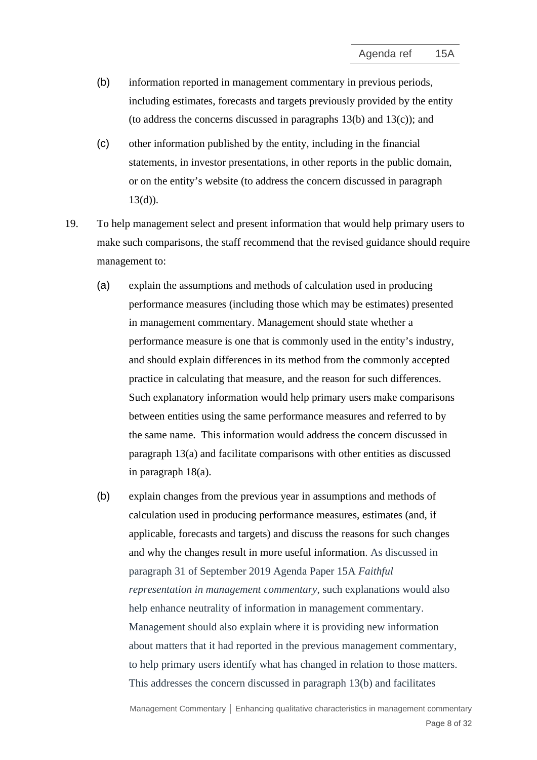(b) information reported in management commentary in previous periods, including estimates, forecasts and targets previously provided by the entity (to address the concerns discussed in paragraphs 13(b) and 13(c)); and

(c) other information published by the entity, including in the financial statements, in investor presentations, in other reports in the public domain, or on the entity's website (to address the concern discussed in paragraph 13(d)).

19. To help management select and present information that would help primary users to make such comparisons, the staff recommend that the revised guidance should require management to:

(a) explain the assumptions and methods of calculation used in producing performance measures (including those which may be estimates) presented in management commentary. Management should state whether a performance measure is one that is commonly used in the entity's industry, and should explain differences in its method from the commonly accepted practice in calculating that measure, and the reason for such differences. Such explanatory information would help primary users make comparisons between entities using the same performance measures and referred to by the same name. This information would address the concern discussed in paragraph 13(a) and facilitate comparisons with other entities as discussed in paragraph 18(a).

(b) explain changes from the previous year in assumptions and methods of calculation used in producing performance measures, estimates (and, if applicable, forecasts and targets) and discuss the reasons for such changes and why the changes result in more useful information. As discussed in paragraph 31 of September 2019 Agenda Paper 15A *Faithful representation in management commentary*, such explanations would also help enhance neutrality of information in management commentary. Management should also explain where it is providing new information about matters that it had reported in the previous management commentary, to help primary users identify what has changed in relation to those matters. This addresses the concern discussed in paragraph 13(b) and facilitates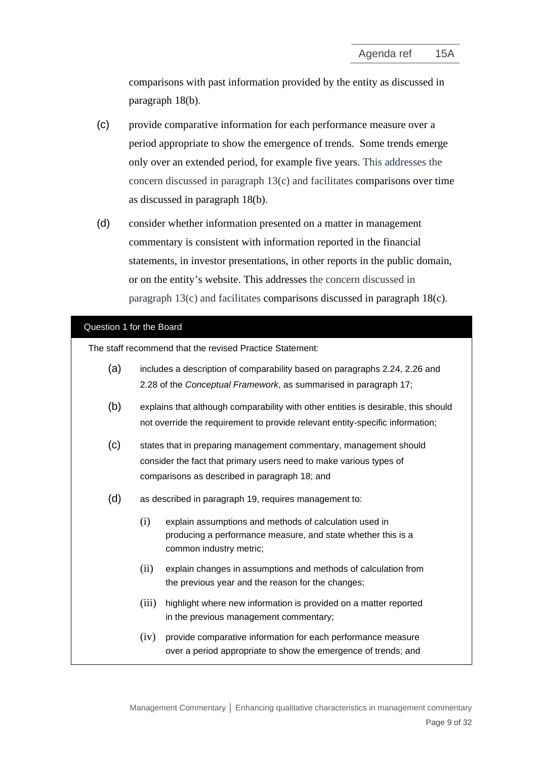comparisons with past information provided by the entity as discussed in paragraph 18(b).

(c) provide comparative information for each performance measure over a period appropriate to show the emergence of trends. Some trends emerge only over an extended period, for example five years. This addresses the concern discussed in paragraph 13(c) and facilitates comparisons over time as discussed in paragraph 18(b).

(d) consider whether information presented on a matter in management commentary is consistent with information reported in the financial statements, in investor presentations, in other reports in the public domain, or on the entity's website. This addresses the concern discussed in paragraph 13(c) and facilitates comparisons discussed in paragraph 18(c).

**Question 1 for the Board**

The staff recommend that the revised Practice Statement:

(a) includes a description of comparability based on paragraphs 2.24, 2.26 and 2.28 of the *Conceptual Framework*, as summarised in paragraph 17;

(b) explains that although comparability with other entities is desirable, this should not override the requirement to provide relevant entity-specific information;

(c) states that in preparing management commentary, management should consider the fact that primary users need to make various types of comparisons as described in paragraph 18; and

(d) as described in paragraph 19, requires management to:

  (i) explain assumptions and methods of calculation used in producing a performance measure, and state whether this is a common industry metric;

  (ii) explain changes in assumptions and methods of calculation from the previous year and the reason for the changes;

  (iii) highlight where new information is provided on a matter reported in the previous management commentary;

  (iv) provide comparative information for each performance measure over a period appropriate to show the emergence of trends; and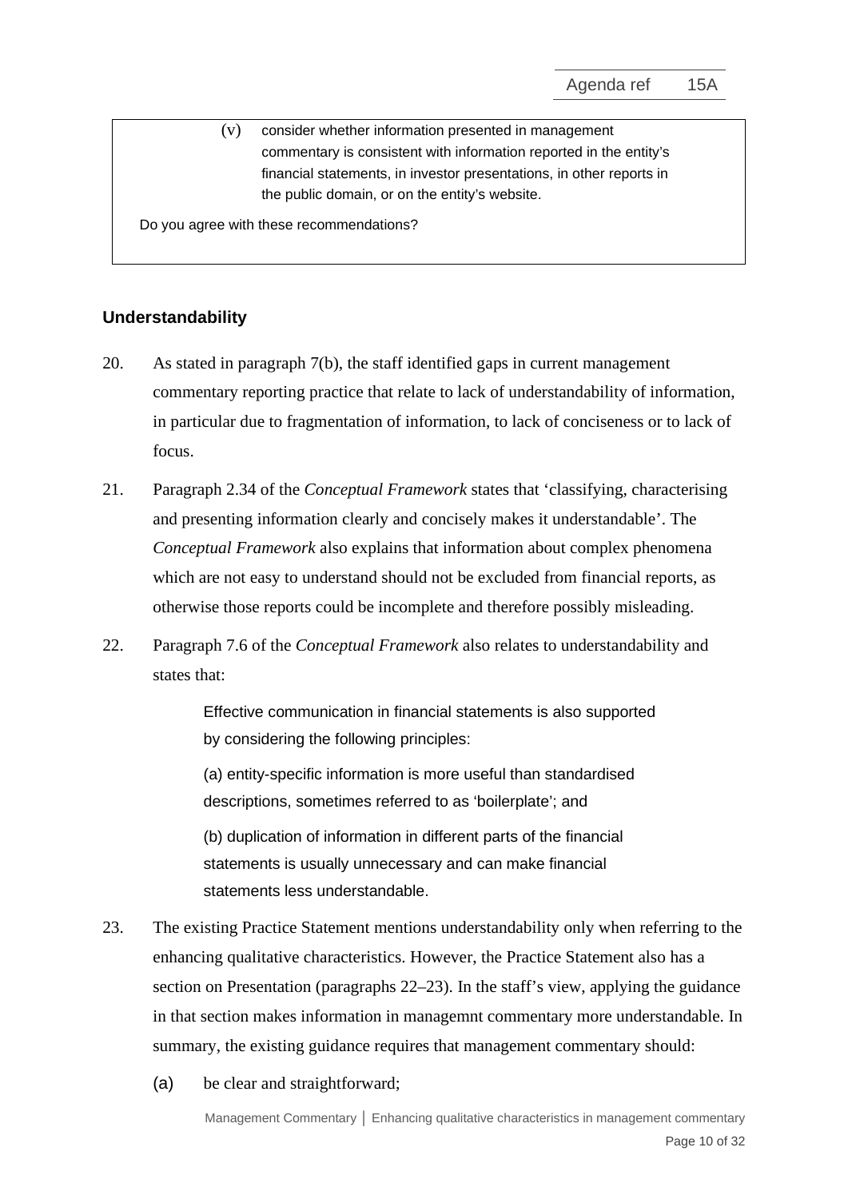> (v) consider whether information presented in management commentary is consistent with information reported in the entity's financial statements, in investor presentations, in other reports in the public domain, or on the entity's website.
>
> Do you agree with these recommendations?

## Understandability

20. As stated in paragraph 7(b), the staff identified gaps in current management commentary reporting practice that relate to lack of understandability of information, in particular due to fragmentation of information, to lack of conciseness or to lack of focus.

21. Paragraph 2.34 of the *Conceptual Framework* states that 'classifying, characterising and presenting information clearly and concisely makes it understandable'. The *Conceptual Framework* also explains that information about complex phenomena which are not easy to understand should not be excluded from financial reports, as otherwise those reports could be incomplete and therefore possibly misleading.

22. Paragraph 7.6 of the *Conceptual Framework* also relates to understandability and states that:

> Effective communication in financial statements is also supported by considering the following principles:
>
> (a) entity-specific information is more useful than standardised descriptions, sometimes referred to as 'boilerplate'; and
>
> (b) duplication of information in different parts of the financial statements is usually unnecessary and can make financial statements less understandable.

23. The existing Practice Statement mentions understandability only when referring to the enhancing qualitative characteristics. However, the Practice Statement also has a section on Presentation (paragraphs 22–23). In the staff's view, applying the guidance in that section makes information in managemnt commentary more understandable. In summary, the existing guidance requires that management commentary should:

    (a) be clear and straightforward;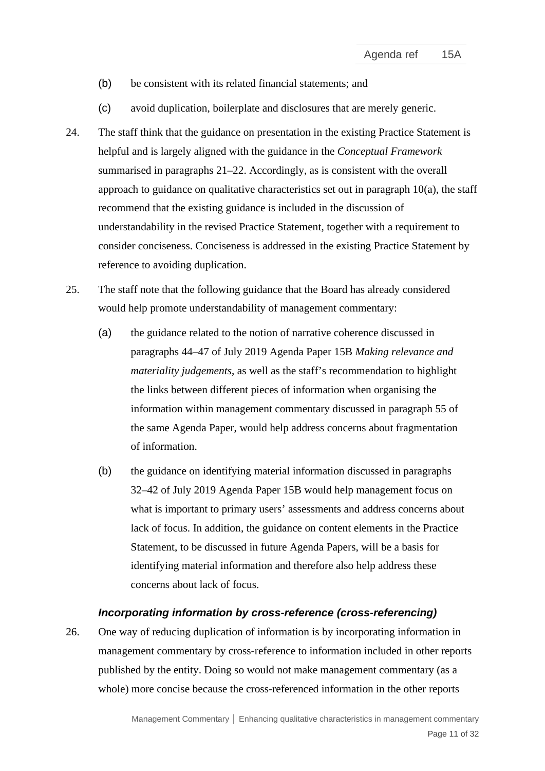(b) be consistent with its related financial statements; and

(c) avoid duplication, boilerplate and disclosures that are merely generic.

24. The staff think that the guidance on presentation in the existing Practice Statement is helpful and is largely aligned with the guidance in the *Conceptual Framework* summarised in paragraphs 21–22. Accordingly, as is consistent with the overall approach to guidance on qualitative characteristics set out in paragraph 10(a), the staff recommend that the existing guidance is included in the discussion of understandability in the revised Practice Statement, together with a requirement to consider conciseness. Conciseness is addressed in the existing Practice Statement by reference to avoiding duplication.

25. The staff note that the following guidance that the Board has already considered would help promote understandability of management commentary:

    (a) the guidance related to the notion of narrative coherence discussed in paragraphs 44–47 of July 2019 Agenda Paper 15B *Making relevance and materiality judgements*, as well as the staff's recommendation to highlight the links between different pieces of information when organising the information within management commentary discussed in paragraph 55 of the same Agenda Paper, would help address concerns about fragmentation of information.

    (b) the guidance on identifying material information discussed in paragraphs 32–42 of July 2019 Agenda Paper 15B would help management focus on what is important to primary users' assessments and address concerns about lack of focus. In addition, the guidance on content elements in the Practice Statement, to be discussed in future Agenda Papers, will be a basis for identifying material information and therefore also help address these concerns about lack of focus.

### *Incorporating information by cross-reference (cross-referencing)*

26. One way of reducing duplication of information is by incorporating information in management commentary by cross-reference to information included in other reports published by the entity. Doing so would not make management commentary (as a whole) more concise because the cross-referenced information in the other reports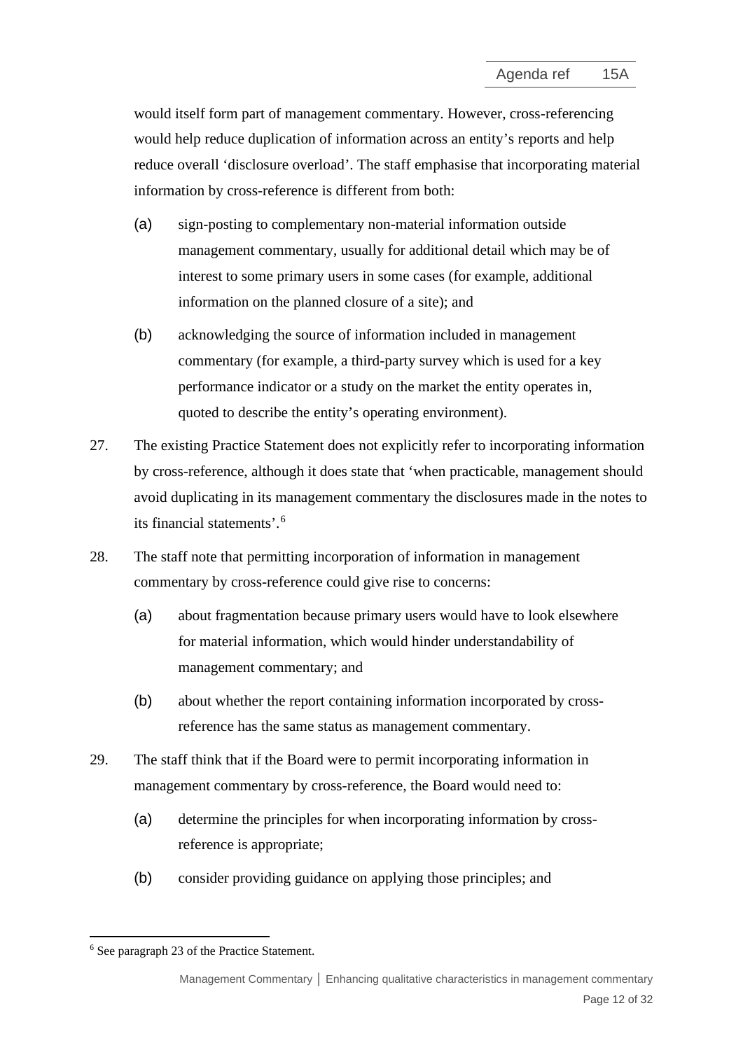would itself form part of management commentary. However, cross-referencing would help reduce duplication of information across an entity's reports and help reduce overall 'disclosure overload'. The staff emphasise that incorporating material information by cross-reference is different from both:

(a) sign-posting to complementary non-material information outside management commentary, usually for additional detail which may be of interest to some primary users in some cases (for example, additional information on the planned closure of a site); and

(b) acknowledging the source of information included in management commentary (for example, a third-party survey which is used for a key performance indicator or a study on the market the entity operates in, quoted to describe the entity's operating environment).

27. The existing Practice Statement does not explicitly refer to incorporating information by cross-reference, although it does state that 'when practicable, management should avoid duplicating in its management commentary the disclosures made in the notes to its financial statements'.[6]

28. The staff note that permitting incorporation of information in management commentary by cross-reference could give rise to concerns:

(a) about fragmentation because primary users would have to look elsewhere for material information, which would hinder understandability of management commentary; and

(b) about whether the report containing information incorporated by cross-reference has the same status as management commentary.

29. The staff think that if the Board were to permit incorporating information in management commentary by cross-reference, the Board would need to:

(a) determine the principles for when incorporating information by cross-reference is appropriate;

(b) consider providing guidance on applying those principles; and

[6] See paragraph 23 of the Practice Statement.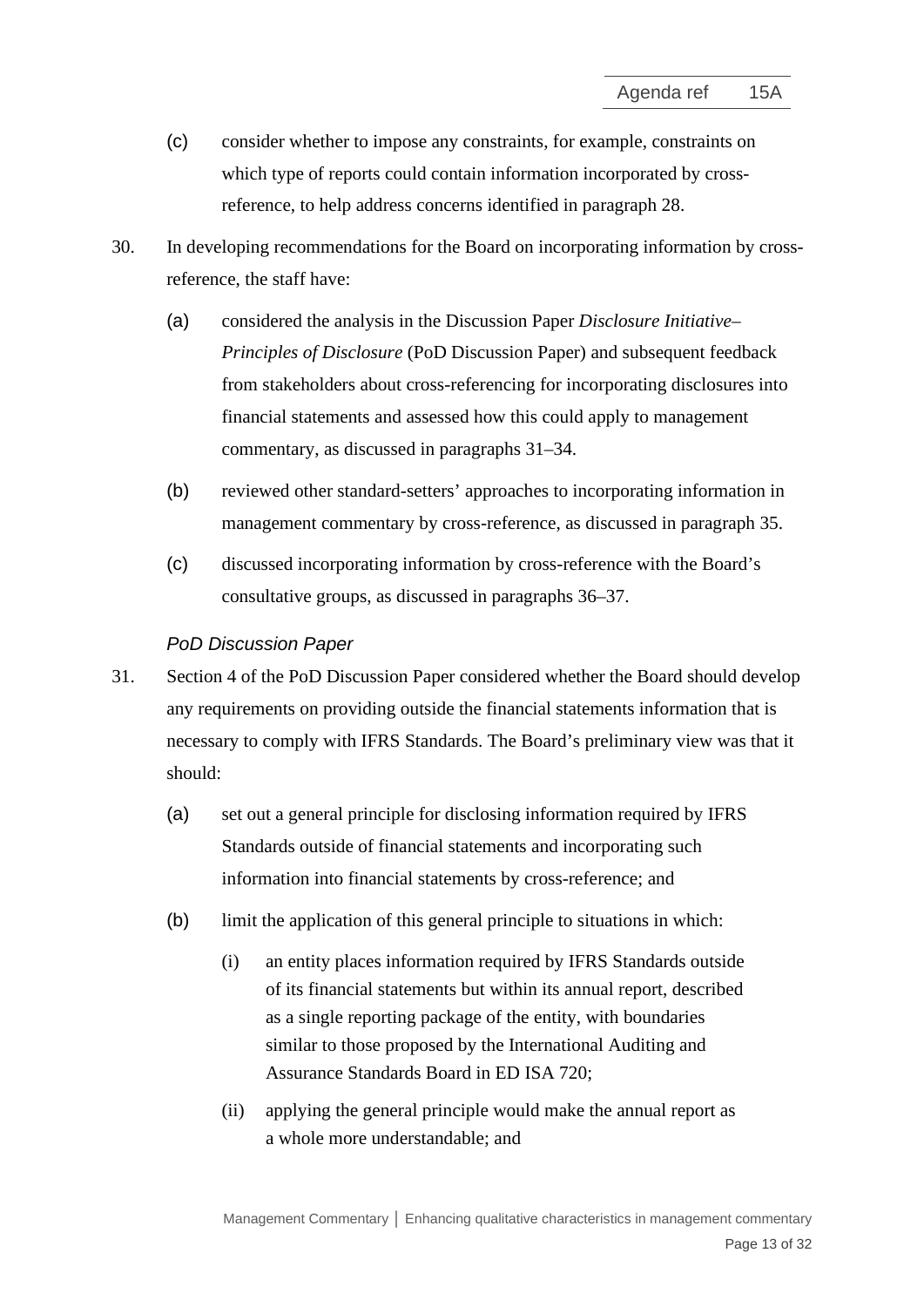(c) consider whether to impose any constraints, for example, constraints on which type of reports could contain information incorporated by cross-reference, to help address concerns identified in paragraph 28.

30. In developing recommendations for the Board on incorporating information by cross-reference, the staff have:

(a) considered the analysis in the Discussion Paper *Disclosure Initiative–Principles of Disclosure* (PoD Discussion Paper) and subsequent feedback from stakeholders about cross-referencing for incorporating disclosures into financial statements and assessed how this could apply to management commentary, as discussed in paragraphs 31–34.

(b) reviewed other standard-setters' approaches to incorporating information in management commentary by cross-reference, as discussed in paragraph 35.

(c) discussed incorporating information by cross-reference with the Board's consultative groups, as discussed in paragraphs 36–37.

*PoD Discussion Paper*

31. Section 4 of the PoD Discussion Paper considered whether the Board should develop any requirements on providing outside the financial statements information that is necessary to comply with IFRS Standards. The Board's preliminary view was that it should:

(a) set out a general principle for disclosing information required by IFRS Standards outside of financial statements and incorporating such information into financial statements by cross-reference; and

(b) limit the application of this general principle to situations in which:

   (i) an entity places information required by IFRS Standards outside of its financial statements but within its annual report, described as a single reporting package of the entity, with boundaries similar to those proposed by the International Auditing and Assurance Standards Board in ED ISA 720;

   (ii) applying the general principle would make the annual report as a whole more understandable; and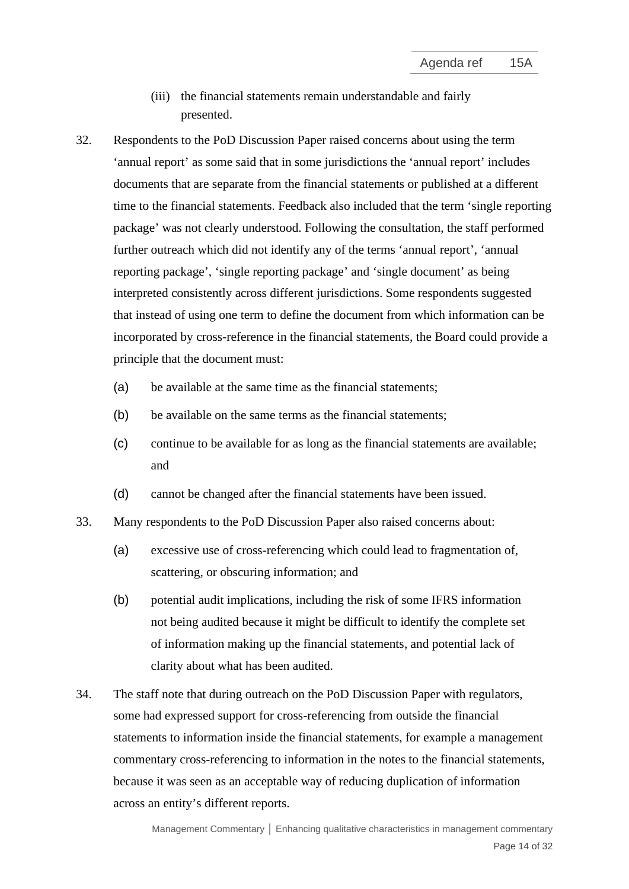(iii) the financial statements remain understandable and fairly presented.

32. Respondents to the PoD Discussion Paper raised concerns about using the term 'annual report' as some said that in some jurisdictions the 'annual report' includes documents that are separate from the financial statements or published at a different time to the financial statements. Feedback also included that the term 'single reporting package' was not clearly understood. Following the consultation, the staff performed further outreach which did not identify any of the terms 'annual report', 'annual reporting package', 'single reporting package' and 'single document' as being interpreted consistently across different jurisdictions. Some respondents suggested that instead of using one term to define the document from which information can be incorporated by cross-reference in the financial statements, the Board could provide a principle that the document must:

   (a) be available at the same time as the financial statements;

   (b) be available on the same terms as the financial statements;

   (c) continue to be available for as long as the financial statements are available; and

   (d) cannot be changed after the financial statements have been issued.

33. Many respondents to the PoD Discussion Paper also raised concerns about:

   (a) excessive use of cross-referencing which could lead to fragmentation of, scattering, or obscuring information; and

   (b) potential audit implications, including the risk of some IFRS information not being audited because it might be difficult to identify the complete set of information making up the financial statements, and potential lack of clarity about what has been audited.

34. The staff note that during outreach on the PoD Discussion Paper with regulators, some had expressed support for cross-referencing from outside the financial statements to information inside the financial statements, for example a management commentary cross-referencing to information in the notes to the financial statements, because it was seen as an acceptable way of reducing duplication of information across an entity's different reports.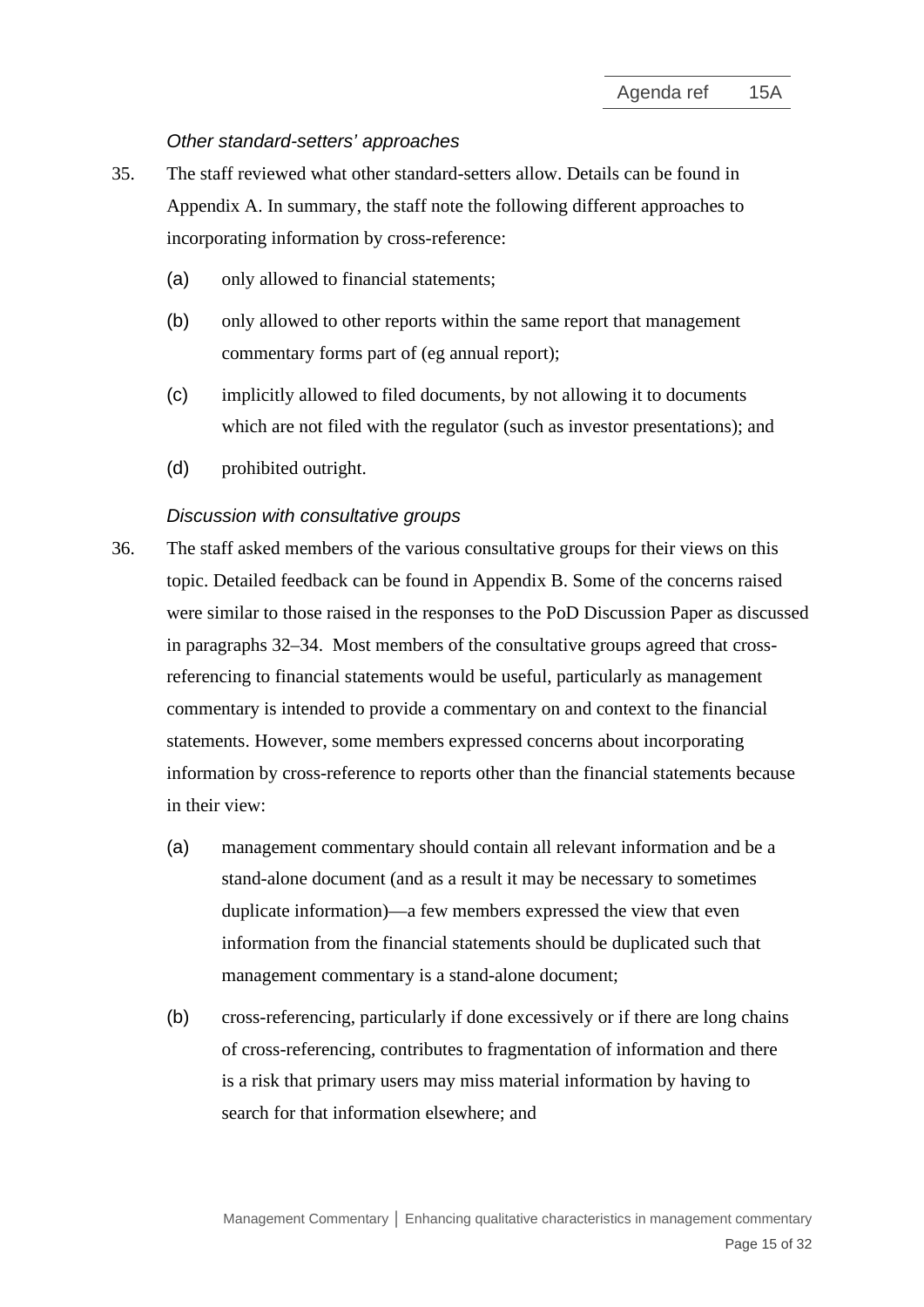*Other standard-setters' approaches*

35. The staff reviewed what other standard-setters allow. Details can be found in Appendix A. In summary, the staff note the following different approaches to incorporating information by cross-reference:

    (a) only allowed to financial statements;

    (b) only allowed to other reports within the same report that management commentary forms part of (eg annual report);

    (c) implicitly allowed to filed documents, by not allowing it to documents which are not filed with the regulator (such as investor presentations); and

    (d) prohibited outright.

*Discussion with consultative groups*

36. The staff asked members of the various consultative groups for their views on this topic. Detailed feedback can be found in Appendix B. Some of the concerns raised were similar to those raised in the responses to the PoD Discussion Paper as discussed in paragraphs 32–34. Most members of the consultative groups agreed that cross-referencing to financial statements would be useful, particularly as management commentary is intended to provide a commentary on and context to the financial statements. However, some members expressed concerns about incorporating information by cross-reference to reports other than the financial statements because in their view:

    (a) management commentary should contain all relevant information and be a stand-alone document (and as a result it may be necessary to sometimes duplicate information)—a few members expressed the view that even information from the financial statements should be duplicated such that management commentary is a stand-alone document;

    (b) cross-referencing, particularly if done excessively or if there are long chains of cross-referencing, contributes to fragmentation of information and there is a risk that primary users may miss material information by having to search for that information elsewhere; and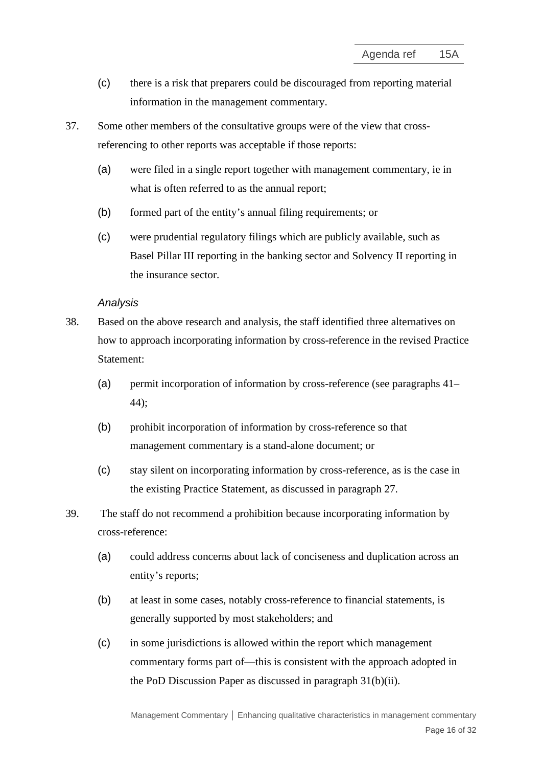(c) there is a risk that preparers could be discouraged from reporting material information in the management commentary.

37. Some other members of the consultative groups were of the view that cross-referencing to other reports was acceptable if those reports:

    (a) were filed in a single report together with management commentary, ie in what is often referred to as the annual report;

    (b) formed part of the entity's annual filing requirements; or

    (c) were prudential regulatory filings which are publicly available, such as Basel Pillar III reporting in the banking sector and Solvency II reporting in the insurance sector.

*Analysis*

38. Based on the above research and analysis, the staff identified three alternatives on how to approach incorporating information by cross-reference in the revised Practice Statement:

    (a) permit incorporation of information by cross-reference (see paragraphs 41–44);

    (b) prohibit incorporation of information by cross-reference so that management commentary is a stand-alone document; or

    (c) stay silent on incorporating information by cross-reference, as is the case in the existing Practice Statement, as discussed in paragraph 27.

39. The staff do not recommend a prohibition because incorporating information by cross-reference:

    (a) could address concerns about lack of conciseness and duplication across an entity's reports;

    (b) at least in some cases, notably cross-reference to financial statements, is generally supported by most stakeholders; and

    (c) in some jurisdictions is allowed within the report which management commentary forms part of—this is consistent with the approach adopted in the PoD Discussion Paper as discussed in paragraph 31(b)(ii).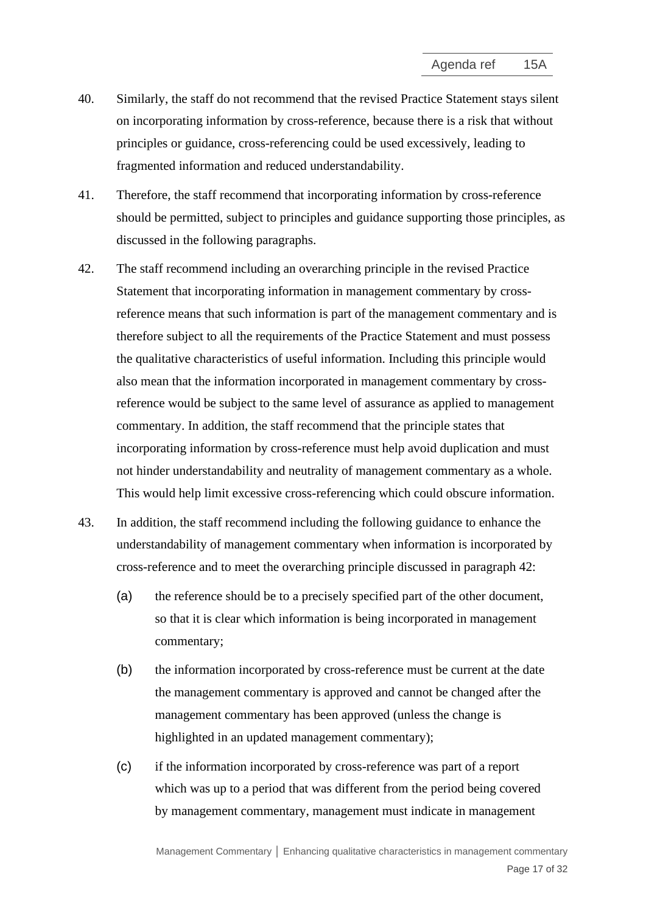40. Similarly, the staff do not recommend that the revised Practice Statement stays silent on incorporating information by cross-reference, because there is a risk that without principles or guidance, cross-referencing could be used excessively, leading to fragmented information and reduced understandability.

41. Therefore, the staff recommend that incorporating information by cross-reference should be permitted, subject to principles and guidance supporting those principles, as discussed in the following paragraphs.

42. The staff recommend including an overarching principle in the revised Practice Statement that incorporating information in management commentary by cross-reference means that such information is part of the management commentary and is therefore subject to all the requirements of the Practice Statement and must possess the qualitative characteristics of useful information. Including this principle would also mean that the information incorporated in management commentary by cross-reference would be subject to the same level of assurance as applied to management commentary. In addition, the staff recommend that the principle states that incorporating information by cross-reference must help avoid duplication and must not hinder understandability and neutrality of management commentary as a whole. This would help limit excessive cross-referencing which could obscure information.

43. In addition, the staff recommend including the following guidance to enhance the understandability of management commentary when information is incorporated by cross-reference and to meet the overarching principle discussed in paragraph 42:

    (a) the reference should be to a precisely specified part of the other document, so that it is clear which information is being incorporated in management commentary;

    (b) the information incorporated by cross-reference must be current at the date the management commentary is approved and cannot be changed after the management commentary has been approved (unless the change is highlighted in an updated management commentary);

    (c) if the information incorporated by cross-reference was part of a report which was up to a period that was different from the period being covered by management commentary, management must indicate in management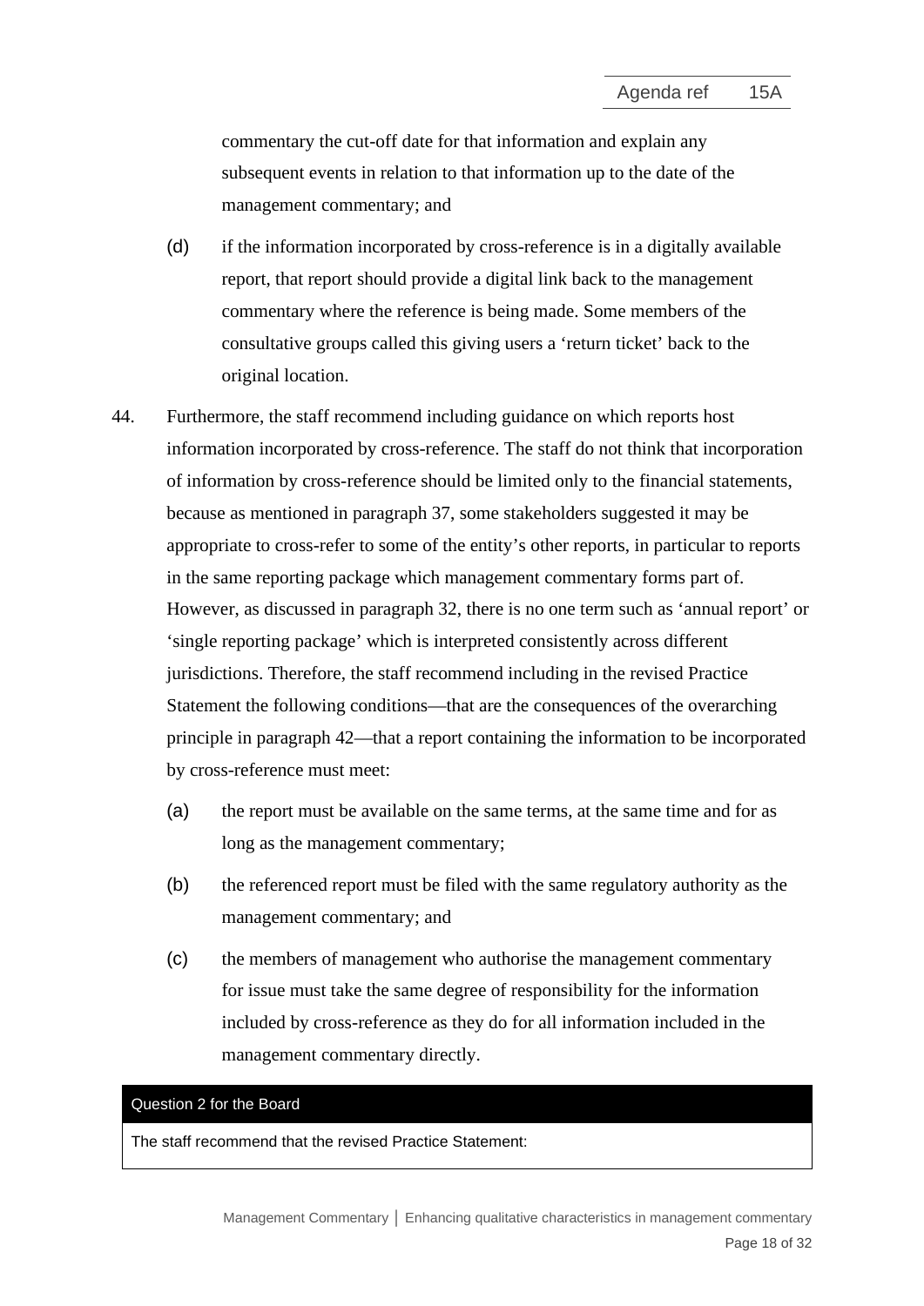commentary the cut-off date for that information and explain any subsequent events in relation to that information up to the date of the management commentary; and

(d) if the information incorporated by cross-reference is in a digitally available report, that report should provide a digital link back to the management commentary where the reference is being made. Some members of the consultative groups called this giving users a 'return ticket' back to the original location.

44. Furthermore, the staff recommend including guidance on which reports host information incorporated by cross-reference. The staff do not think that incorporation of information by cross-reference should be limited only to the financial statements, because as mentioned in paragraph 37, some stakeholders suggested it may be appropriate to cross-refer to some of the entity's other reports, in particular to reports in the same reporting package which management commentary forms part of. However, as discussed in paragraph 32, there is no one term such as 'annual report' or 'single reporting package' which is interpreted consistently across different jurisdictions. Therefore, the staff recommend including in the revised Practice Statement the following conditions—that are the consequences of the overarching principle in paragraph 42—that a report containing the information to be incorporated by cross-reference must meet:

(a) the report must be available on the same terms, at the same time and for as long as the management commentary;

(b) the referenced report must be filed with the same regulatory authority as the management commentary; and

(c) the members of management who authorise the management commentary for issue must take the same degree of responsibility for the information included by cross-reference as they do for all information included in the management commentary directly.

**Question 2 for the Board**

The staff recommend that the revised Practice Statement: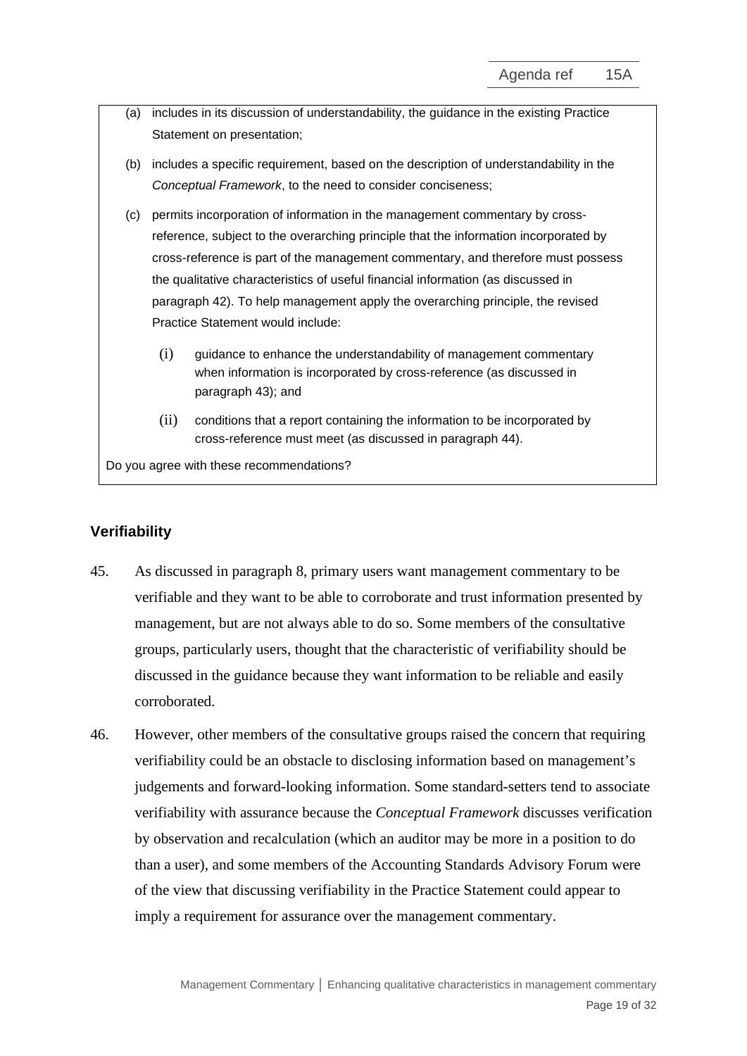(a) includes in its discussion of understandability, the guidance in the existing Practice Statement on presentation;

(b) includes a specific requirement, based on the description of understandability in the *Conceptual Framework*, to the need to consider conciseness;

(c) permits incorporation of information in the management commentary by cross-reference, subject to the overarching principle that the information incorporated by cross-reference is part of the management commentary, and therefore must possess the qualitative characteristics of useful financial information (as discussed in paragraph 42). To help management apply the overarching principle, the revised Practice Statement would include:

   (i) guidance to enhance the understandability of management commentary when information is incorporated by cross-reference (as discussed in paragraph 43); and

   (ii) conditions that a report containing the information to be incorporated by cross-reference must meet (as discussed in paragraph 44).

Do you agree with these recommendations?

## Verifiability

45. As discussed in paragraph 8, primary users want management commentary to be verifiable and they want to be able to corroborate and trust information presented by management, but are not always able to do so. Some members of the consultative groups, particularly users, thought that the characteristic of verifiability should be discussed in the guidance because they want information to be reliable and easily corroborated.

46. However, other members of the consultative groups raised the concern that requiring verifiability could be an obstacle to disclosing information based on management's judgements and forward-looking information. Some standard-setters tend to associate verifiability with assurance because the *Conceptual Framework* discusses verification by observation and recalculation (which an auditor may be more in a position to do than a user), and some members of the Accounting Standards Advisory Forum were of the view that discussing verifiability in the Practice Statement could appear to imply a requirement for assurance over the management commentary.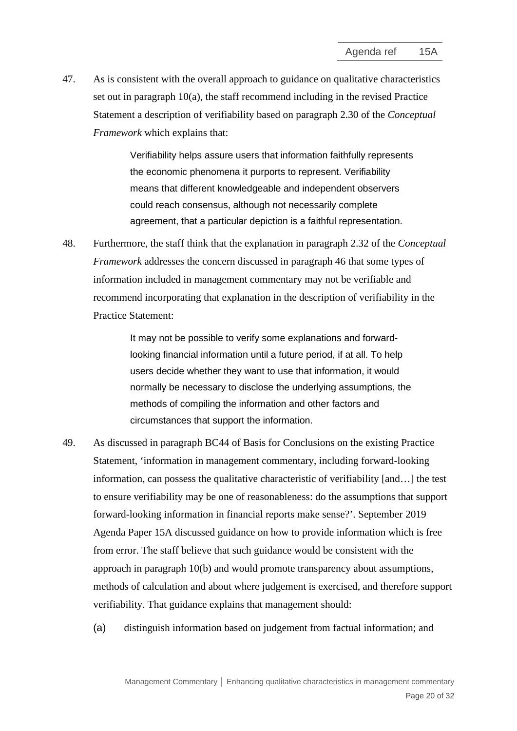47. As is consistent with the overall approach to guidance on qualitative characteristics set out in paragraph 10(a), the staff recommend including in the revised Practice Statement a description of verifiability based on paragraph 2.30 of the *Conceptual Framework* which explains that:

> Verifiability helps assure users that information faithfully represents the economic phenomena it purports to represent. Verifiability means that different knowledgeable and independent observers could reach consensus, although not necessarily complete agreement, that a particular depiction is a faithful representation.

48. Furthermore, the staff think that the explanation in paragraph 2.32 of the *Conceptual Framework* addresses the concern discussed in paragraph 46 that some types of information included in management commentary may not be verifiable and recommend incorporating that explanation in the description of verifiability in the Practice Statement:

> It may not be possible to verify some explanations and forward-looking financial information until a future period, if at all. To help users decide whether they want to use that information, it would normally be necessary to disclose the underlying assumptions, the methods of compiling the information and other factors and circumstances that support the information.

49. As discussed in paragraph BC44 of Basis for Conclusions on the existing Practice Statement, 'information in management commentary, including forward-looking information, can possess the qualitative characteristic of verifiability [and…] the test to ensure verifiability may be one of reasonableness: do the assumptions that support forward-looking information in financial reports make sense?'. September 2019 Agenda Paper 15A discussed guidance on how to provide information which is free from error. The staff believe that such guidance would be consistent with the approach in paragraph 10(b) and would promote transparency about assumptions, methods of calculation and about where judgement is exercised, and therefore support verifiability. That guidance explains that management should:

    (a) distinguish information based on judgement from factual information; and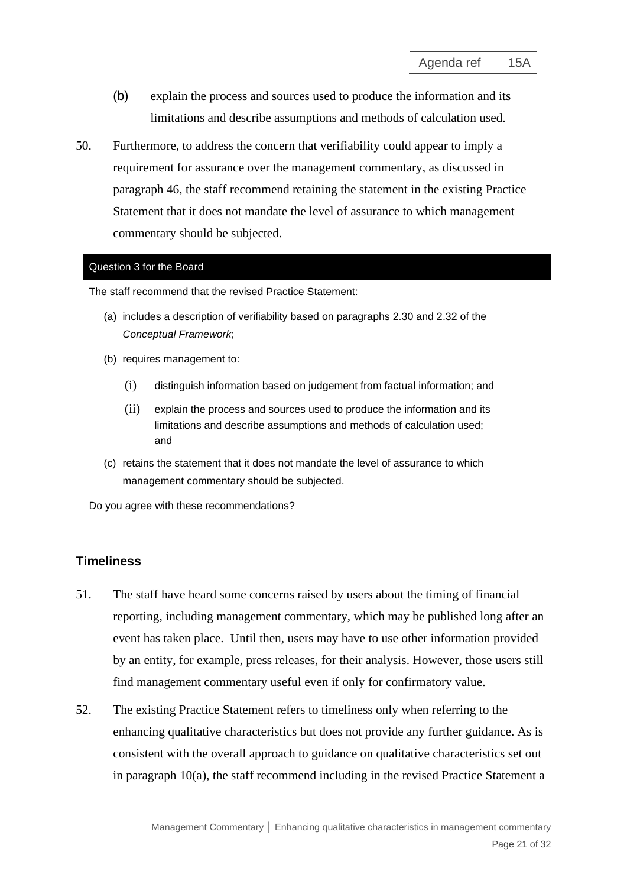(b) explain the process and sources used to produce the information and its limitations and describe assumptions and methods of calculation used.

50. Furthermore, to address the concern that verifiability could appear to imply a requirement for assurance over the management commentary, as discussed in paragraph 46, the staff recommend retaining the statement in the existing Practice Statement that it does not mandate the level of assurance to which management commentary should be subjected.

| Question 3 for the Board |
|---|
| The staff recommend that the revised Practice Statement:<br>(a) includes a description of verifiability based on paragraphs 2.30 and 2.32 of the *Conceptual Framework*;<br>(b) requires management to:<br>(i) distinguish information based on judgement from factual information; and<br>(ii) explain the process and sources used to produce the information and its limitations and describe assumptions and methods of calculation used; and<br>(c) retains the statement that it does not mandate the level of assurance to which management commentary should be subjected.<br>Do you agree with these recommendations? |

### Timeliness

51. The staff have heard some concerns raised by users about the timing of financial reporting, including management commentary, which may be published long after an event has taken place. Until then, users may have to use other information provided by an entity, for example, press releases, for their analysis. However, those users still find management commentary useful even if only for confirmatory value.

52. The existing Practice Statement refers to timeliness only when referring to the enhancing qualitative characteristics but does not provide any further guidance. As is consistent with the overall approach to guidance on qualitative characteristics set out in paragraph 10(a), the staff recommend including in the revised Practice Statement a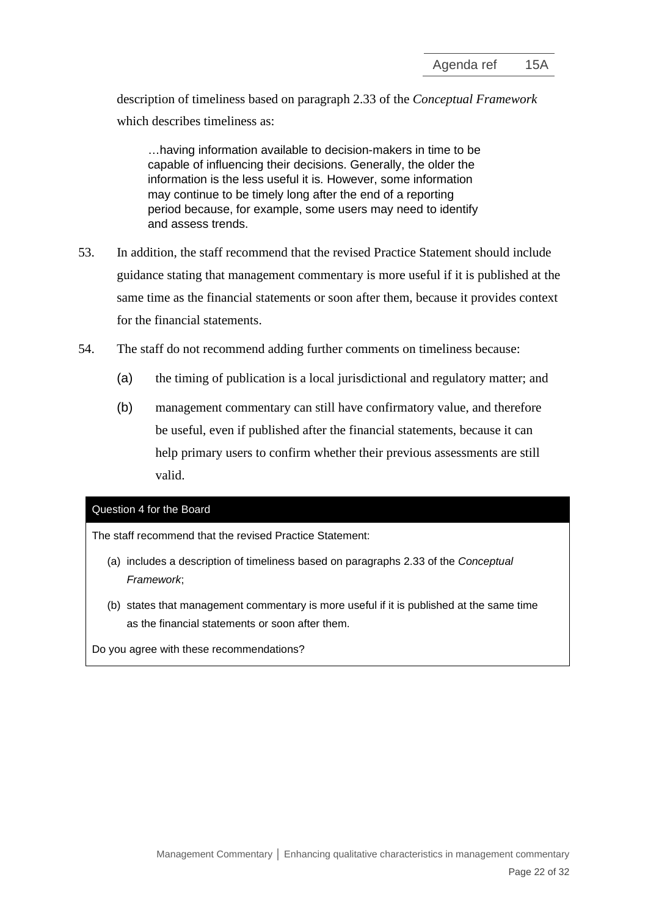description of timeliness based on paragraph 2.33 of the *Conceptual Framework* which describes timeliness as:

> …having information available to decision-makers in time to be capable of influencing their decisions. Generally, the older the information is the less useful it is. However, some information may continue to be timely long after the end of a reporting period because, for example, some users may need to identify and assess trends.

53. In addition, the staff recommend that the revised Practice Statement should include guidance stating that management commentary is more useful if it is published at the same time as the financial statements or soon after them, because it provides context for the financial statements.

54. The staff do not recommend adding further comments on timeliness because:

    (a) the timing of publication is a local jurisdictional and regulatory matter; and

    (b) management commentary can still have confirmatory value, and therefore be useful, even if published after the financial statements, because it can help primary users to confirm whether their previous assessments are still valid.

**Question 4 for the Board**

The staff recommend that the revised Practice Statement:

(a) includes a description of timeliness based on paragraphs 2.33 of the *Conceptual Framework*;

(b) states that management commentary is more useful if it is published at the same time as the financial statements or soon after them.

Do you agree with these recommendations?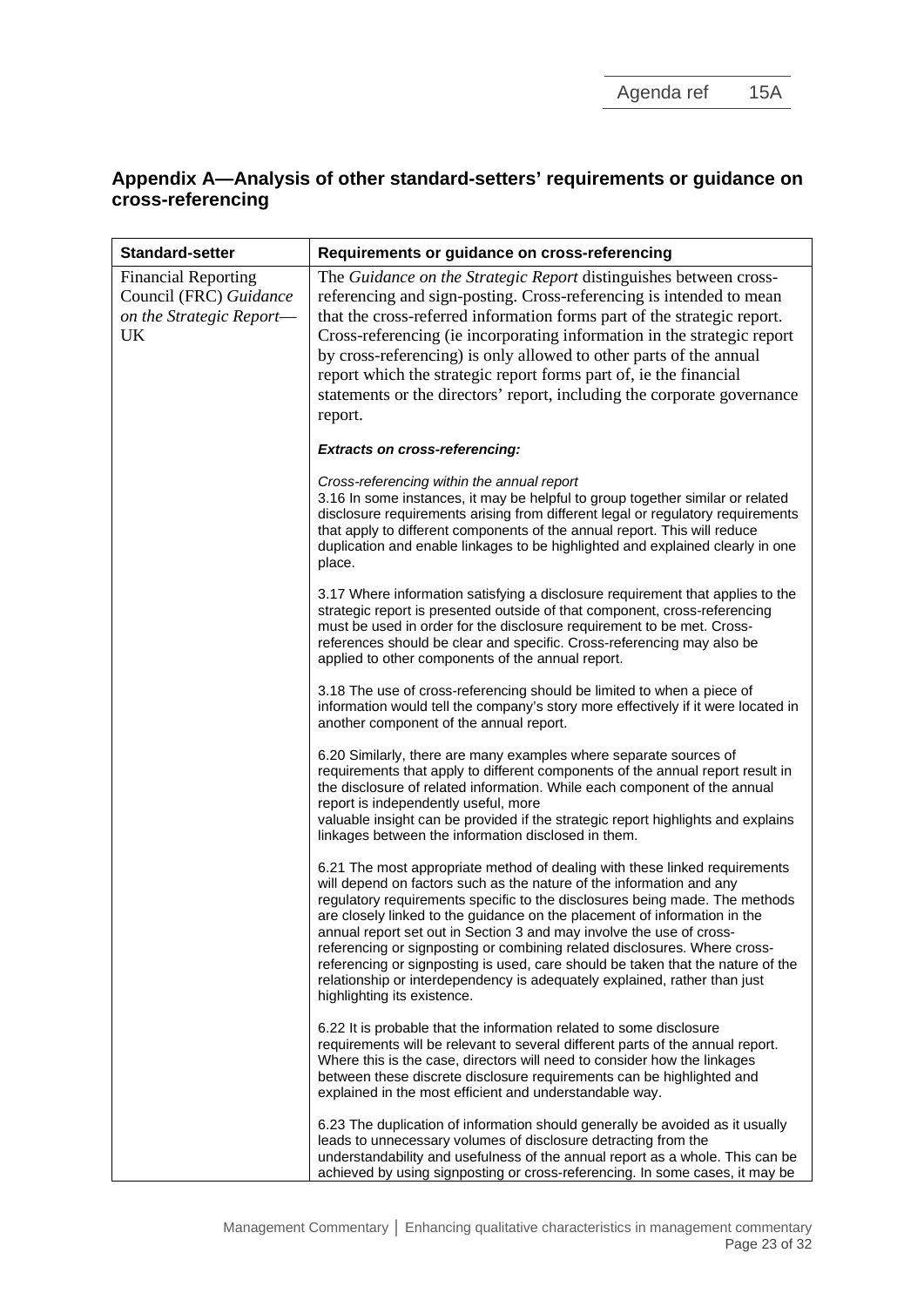## Appendix A—Analysis of other standard-setters' requirements or guidance on cross-referencing

| Standard-setter | Requirements or guidance on cross-referencing |
|---|---|
| Financial Reporting Council (FRC) *Guidance on the Strategic Report*—UK | The *Guidance on the Strategic Report* distinguishes between cross-referencing and sign-posting. Cross-referencing is intended to mean that the cross-referred information forms part of the strategic report. Cross-referencing (ie incorporating information in the strategic report by cross-referencing) is only allowed to other parts of the annual report which the strategic report forms part of, ie the financial statements or the directors' report, including the corporate governance report.<br><br>***Extracts on cross-referencing:***<br><br>*Cross-referencing within the annual report*<br>3.16 In some instances, it may be helpful to group together similar or related disclosure requirements arising from different legal or regulatory requirements that apply to different components of the annual report. This will reduce duplication and enable linkages to be highlighted and explained clearly in one place.<br><br>3.17 Where information satisfying a disclosure requirement that applies to the strategic report is presented outside of that component, cross-referencing must be used in order for the disclosure requirement to be met. Cross-references should be clear and specific. Cross-referencing may also be applied to other components of the annual report.<br><br>3.18 The use of cross-referencing should be limited to when a piece of information would tell the company's story more effectively if it were located in another component of the annual report.<br><br>6.20 Similarly, there are many examples where separate sources of requirements that apply to different components of the annual report result in the disclosure of related information. While each component of the annual report is independently useful, more valuable insight can be provided if the strategic report highlights and explains linkages between the information disclosed in them.<br><br>6.21 The most appropriate method of dealing with these linked requirements will depend on factors such as the nature of the information and any regulatory requirements specific to the disclosures being made. The methods are closely linked to the guidance on the placement of information in the annual report set out in Section 3 and may involve the use of cross-referencing or signposting or combining related disclosures. Where cross-referencing or signposting is used, care should be taken that the nature of the relationship or interdependency is adequately explained, rather than just highlighting its existence.<br><br>6.22 It is probable that the information related to some disclosure requirements will be relevant to several different parts of the annual report. Where this is the case, directors will need to consider how the linkages between these discrete disclosure requirements can be highlighted and explained in the most efficient and understandable way.<br><br>6.23 The duplication of information should generally be avoided as it usually leads to unnecessary volumes of disclosure detracting from the understandability and usefulness of the annual report as a whole. This can be achieved by using signposting or cross-referencing. In some cases, it may be |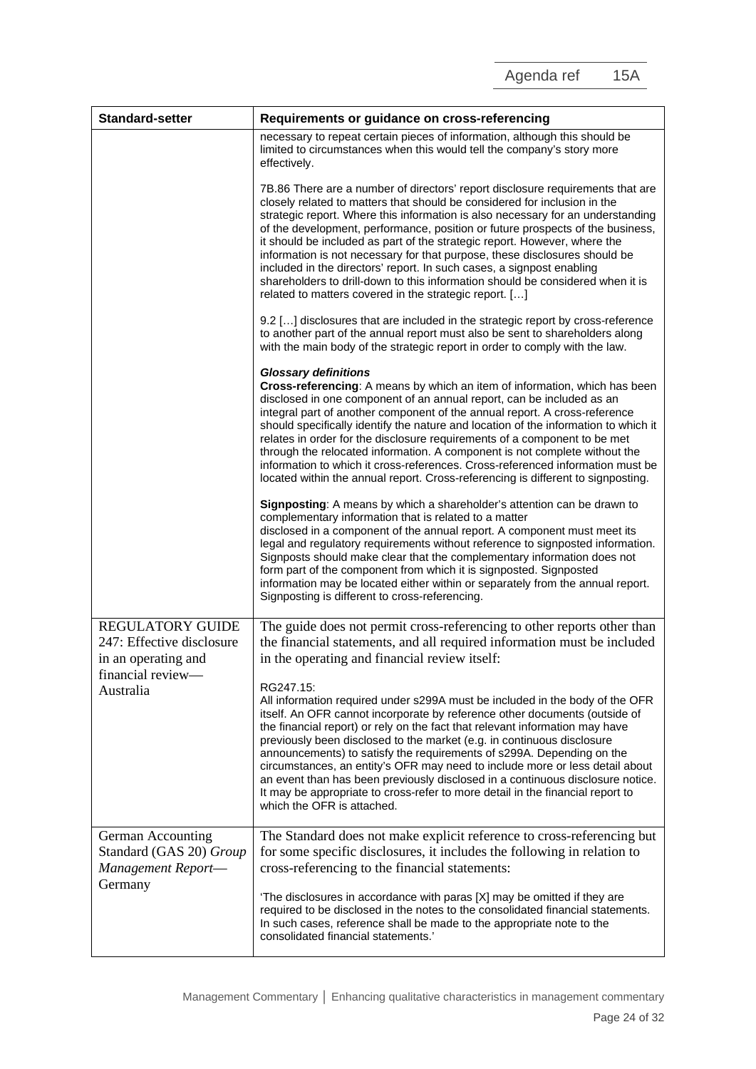| Standard-setter | Requirements or guidance on cross-referencing |
|---|---|
| | necessary to repeat certain pieces of information, although this should be limited to circumstances when this would tell the company's story more effectively.<br><br>7B.86 There are a number of directors' report disclosure requirements that are closely related to matters that should be considered for inclusion in the strategic report. Where this information is also necessary for an understanding of the development, performance, position or future prospects of the business, it should be included as part of the strategic report. However, where the information is not necessary for that purpose, these disclosures should be included in the directors' report. In such cases, a signpost enabling shareholders to drill-down to this information should be considered when it is related to matters covered in the strategic report. […]<br><br>9.2 […] disclosures that are included in the strategic report by cross-reference to another part of the annual report must also be sent to shareholders along with the main body of the strategic report in order to comply with the law.<br><br>***Glossary definitions***<br>**Cross-referencing**: A means by which an item of information, which has been disclosed in one component of an annual report, can be included as an integral part of another component of the annual report. A cross-reference should specifically identify the nature and location of the information to which it relates in order for the disclosure requirements of a component to be met through the relocated information. A component is not complete without the information to which it cross-references. Cross-referenced information must be located within the annual report. Cross-referencing is different to signposting.<br><br>**Signposting**: A means by which a shareholder's attention can be drawn to complementary information that is related to a matter disclosed in a component of the annual report. A component must meet its legal and regulatory requirements without reference to signposted information. Signposts should make clear that the complementary information does not form part of the component from which it is signposted. Signposted information may be located either within or separately from the annual report. Signposting is different to cross-referencing. |
| REGULATORY GUIDE 247: Effective disclosure in an operating and financial review—Australia | The guide does not permit cross-referencing to other reports other than the financial statements, and all required information must be included in the operating and financial review itself:<br><br>RG247.15:<br>All information required under s299A must be included in the body of the OFR itself. An OFR cannot incorporate by reference other documents (outside of the financial report) or rely on the fact that relevant information may have previously been disclosed to the market (e.g. in continuous disclosure announcements) to satisfy the requirements of s299A. Depending on the circumstances, an entity's OFR may need to include more or less detail about an event than has been previously disclosed in a continuous disclosure notice. It may be appropriate to cross-refer to more detail in the financial report to which the OFR is attached. |
| German Accounting Standard (GAS 20) *Group Management Report*—Germany | The Standard does not make explicit reference to cross-referencing but for some specific disclosures, it includes the following in relation to cross-referencing to the financial statements:<br><br>'The disclosures in accordance with paras [X] may be omitted if they are required to be disclosed in the notes to the consolidated financial statements. In such cases, reference shall be made to the appropriate note to the consolidated financial statements.' |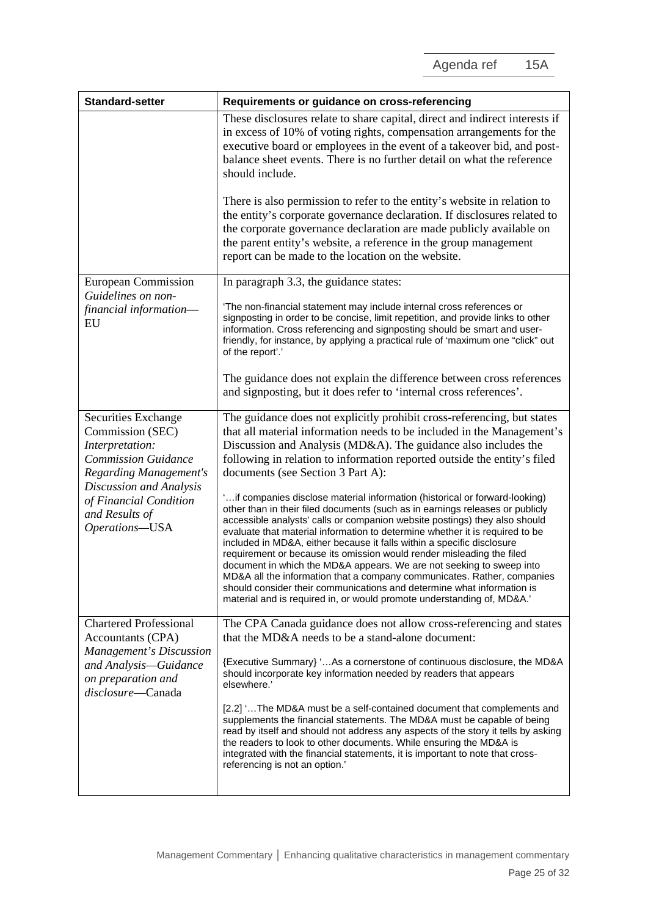| Standard-setter | Requirements or guidance on cross-referencing |
|---|---|
| | These disclosures relate to share capital, direct and indirect interests if in excess of 10% of voting rights, compensation arrangements for the executive board or employees in the event of a takeover bid, and post-balance sheet events. There is no further detail on what the reference should include.<br><br>There is also permission to refer to the entity's website in relation to the entity's corporate governance declaration. If disclosures related to the corporate governance declaration are made publicly available on the parent entity's website, a reference in the group management report can be made to the location on the website. |
| European Commission *Guidelines on non-financial information*—EU | In paragraph 3.3, the guidance states:<br><br>'The non-financial statement may include internal cross references or signposting in order to be concise, limit repetition, and provide links to other information. Cross referencing and signposting should be smart and user-friendly, for instance, by applying a practical rule of 'maximum one "click" out of the report'.'<br><br>The guidance does not explain the difference between cross references and signposting, but it does refer to 'internal cross references'. |
| Securities Exchange Commission (SEC) *Interpretation: Commission Guidance Regarding Management's Discussion and Analysis of Financial Condition and Results of Operations*—USA | The guidance does not explicitly prohibit cross-referencing, but states that all material information needs to be included in the Management's Discussion and Analysis (MD&A). The guidance also includes the following in relation to information reported outside the entity's filed documents (see Section 3 Part A):<br><br>'…if companies disclose material information (historical or forward-looking) other than in their filed documents (such as in earnings releases or publicly accessible analysts' calls or companion website postings) they also should evaluate that material information to determine whether it is required to be included in MD&A, either because it falls within a specific disclosure requirement or because its omission would render misleading the filed document in which the MD&A appears. We are not seeking to sweep into MD&A all the information that a company communicates. Rather, companies should consider their communications and determine what information is material and is required in, or would promote understanding of, MD&A.' |
| Chartered Professional Accountants (CPA) *Management's Discussion and Analysis—Guidance on preparation and disclosure*—Canada | The CPA Canada guidance does not allow cross-referencing and states that the MD&A needs to be a stand-alone document:<br><br>{Executive Summary} '…As a cornerstone of continuous disclosure, the MD&A should incorporate key information needed by readers that appears elsewhere.'<br><br>[2.2] '…The MD&A must be a self-contained document that complements and supplements the financial statements. The MD&A must be capable of being read by itself and should not address any aspects of the story it tells by asking the readers to look to other documents. While ensuring the MD&A is integrated with the financial statements, it is important to note that cross-referencing is not an option.' |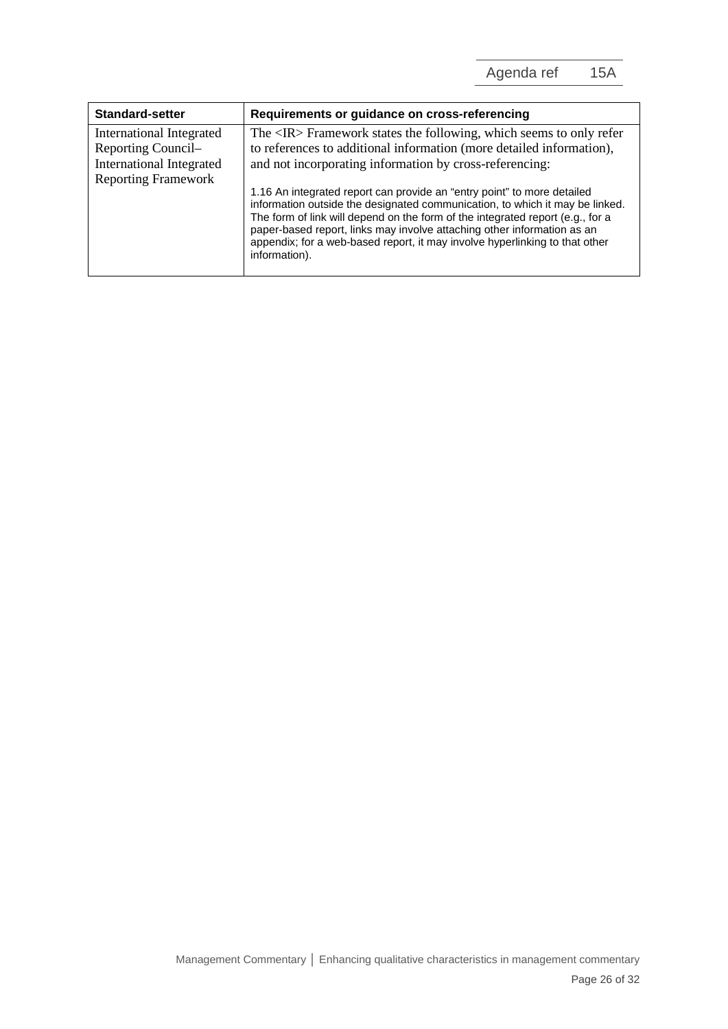| Standard-setter | Requirements or guidance on cross-referencing |
|---|---|
| International Integrated Reporting Council–International Integrated Reporting Framework | The <IR> Framework states the following, which seems to only refer to references to additional information (more detailed information), and not incorporating information by cross-referencing:<br><br>1.16 An integrated report can provide an "entry point" to more detailed information outside the designated communication, to which it may be linked. The form of link will depend on the form of the integrated report (e.g., for a paper-based report, links may involve attaching other information as an appendix; for a web-based report, it may involve hyperlinking to that other information). |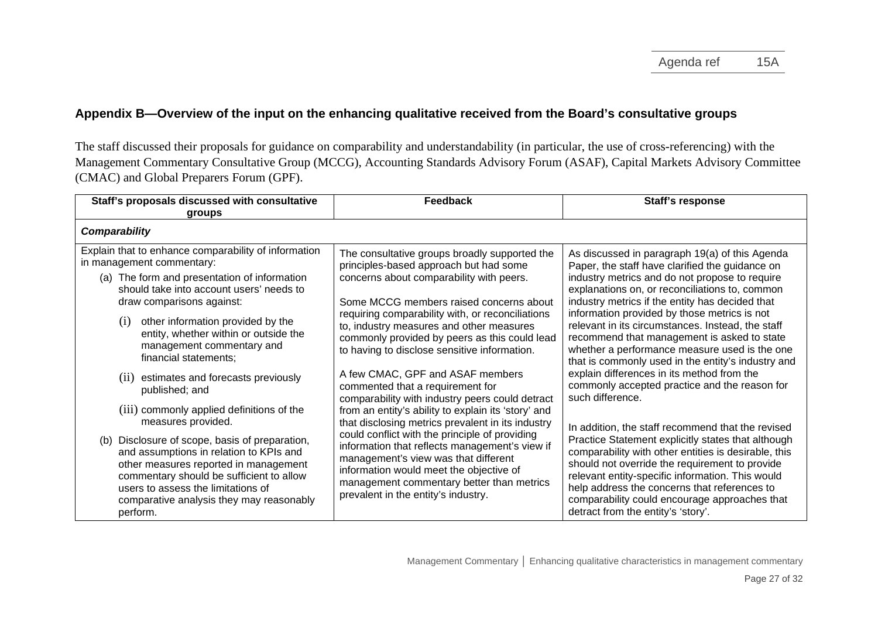## Appendix B—Overview of the input on the enhancing qualitative received from the Board's consultative groups

The staff discussed their proposals for guidance on comparability and understandability (in particular, the use of cross-referencing) with the Management Commentary Consultative Group (MCCG), Accounting Standards Advisory Forum (ASAF), Capital Markets Advisory Committee (CMAC) and Global Preparers Forum (GPF).

| Staff's proposals discussed with consultative groups | Feedback | Staff's response |
|---|---|---|
| ***Comparability*** | | |
| Explain that to enhance comparability of information in management commentary:<br>(a) The form and presentation of information should take into account users' needs to draw comparisons against:<br>(i) other information provided by the entity, whether within or outside the management commentary and financial statements;<br>(ii) estimates and forecasts previously published; and<br>(iii) commonly applied definitions of the measures provided.<br>(b) Disclosure of scope, basis of preparation, and assumptions in relation to KPIs and other measures reported in management commentary should be sufficient to allow users to assess the limitations of comparative analysis they may reasonably perform. | The consultative groups broadly supported the principles-based approach but had some concerns about comparability with peers.<br><br>Some MCCG members raised concerns about requiring comparability with, or reconciliations to, industry measures and other measures commonly provided by peers as this could lead to having to disclose sensitive information.<br><br>A few CMAC, GPF and ASAF members commented that a requirement for comparability with industry peers could detract from an entity's ability to explain its 'story' and that disclosing metrics prevalent in its industry could conflict with the principle of providing information that reflects management's view if management's view was that different information would meet the objective of management commentary better than metrics prevalent in the entity's industry. | As discussed in paragraph 19(a) of this Agenda Paper, the staff have clarified the guidance on industry metrics and do not propose to require explanations on, or reconciliations to, common industry metrics if the entity has decided that information provided by those metrics is not relevant in its circumstances. Instead, the staff recommend that management is asked to state whether a performance measure used is the one that is commonly used in the entity's industry and explain differences in its method from the commonly accepted practice and the reason for such difference.<br><br>In addition, the staff recommend that the revised Practice Statement explicitly states that although comparability with other entities is desirable, this should not override the requirement to provide relevant entity-specific information. This would help address the concerns that references to comparability could encourage approaches that detract from the entity's 'story'. |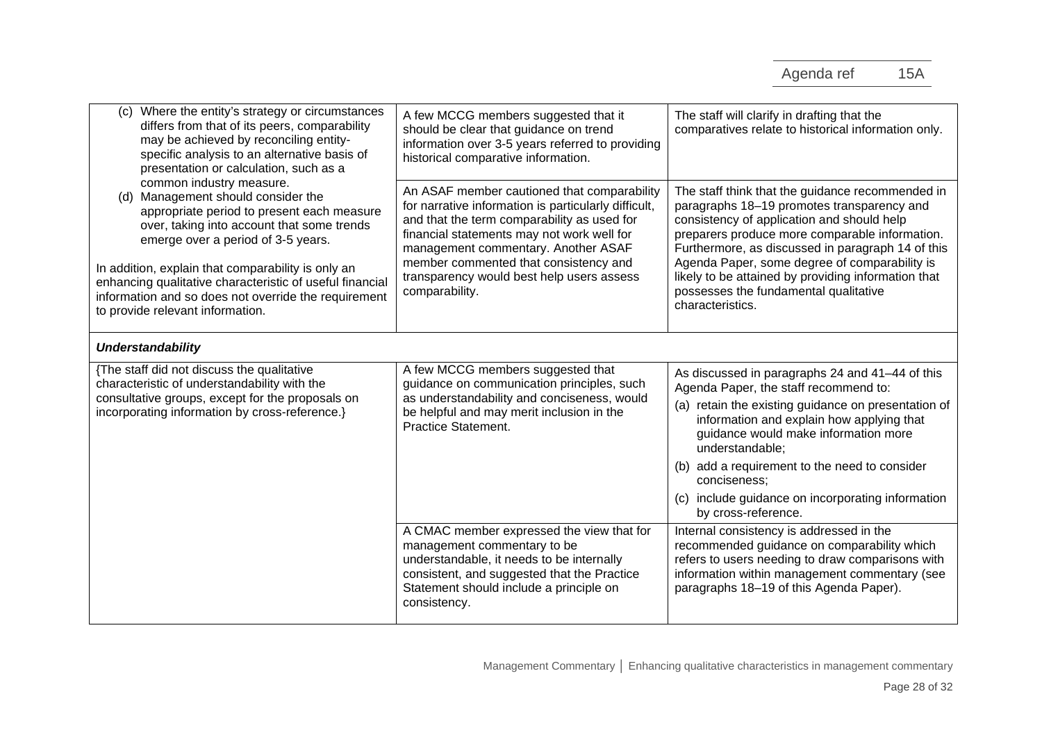| | | |
|---|---|---|
| (c) Where the entity's strategy or circumstances differs from that of its peers, comparability may be achieved by reconciling entity-specific analysis to an alternative basis of presentation or calculation, such as a common industry measure.<br>(d) Management should consider the appropriate period to present each measure over, taking into account that some trends emerge over a period of 3-5 years.<br><br>In addition, explain that comparability is only an enhancing qualitative characteristic of useful financial information and so does not override the requirement to provide relevant information. | A few MCCG members suggested that it should be clear that guidance on trend information over 3-5 years referred to providing historical comparative information. | The staff will clarify in drafting that the comparatives relate to historical information only. |
| | An ASAF member cautioned that comparability for narrative information is particularly difficult, and that the term comparability as used for financial statements may not work well for management commentary. Another ASAF member commented that consistency and transparency would best help users assess comparability. | The staff think that the guidance recommended in paragraphs 18–19 promotes transparency and consistency of application and should help preparers produce more comparable information. Furthermore, as discussed in paragraph 14 of this Agenda Paper, some degree of comparability is likely to be attained by providing information that possesses the fundamental qualitative characteristics. |
| ***Understandability*** | | |
| {The staff did not discuss the qualitative characteristic of understandability with the consultative groups, except for the proposals on incorporating information by cross-reference.} | A few MCCG members suggested that guidance on communication principles, such as understandability and conciseness, would be helpful and may merit inclusion in the Practice Statement. | As discussed in paragraphs 24 and 41–44 of this Agenda Paper, the staff recommend to:<br>(a) retain the existing guidance on presentation of information and explain how applying that guidance would make information more understandable;<br>(b) add a requirement to the need to consider conciseness;<br>(c) include guidance on incorporating information by cross-reference. |
| | A CMAC member expressed the view that for management commentary to be understandable, it needs to be internally consistent, and suggested that the Practice Statement should include a principle on consistency. | Internal consistency is addressed in the recommended guidance on comparability which refers to users needing to draw comparisons with information within management commentary (see paragraphs 18–19 of this Agenda Paper). |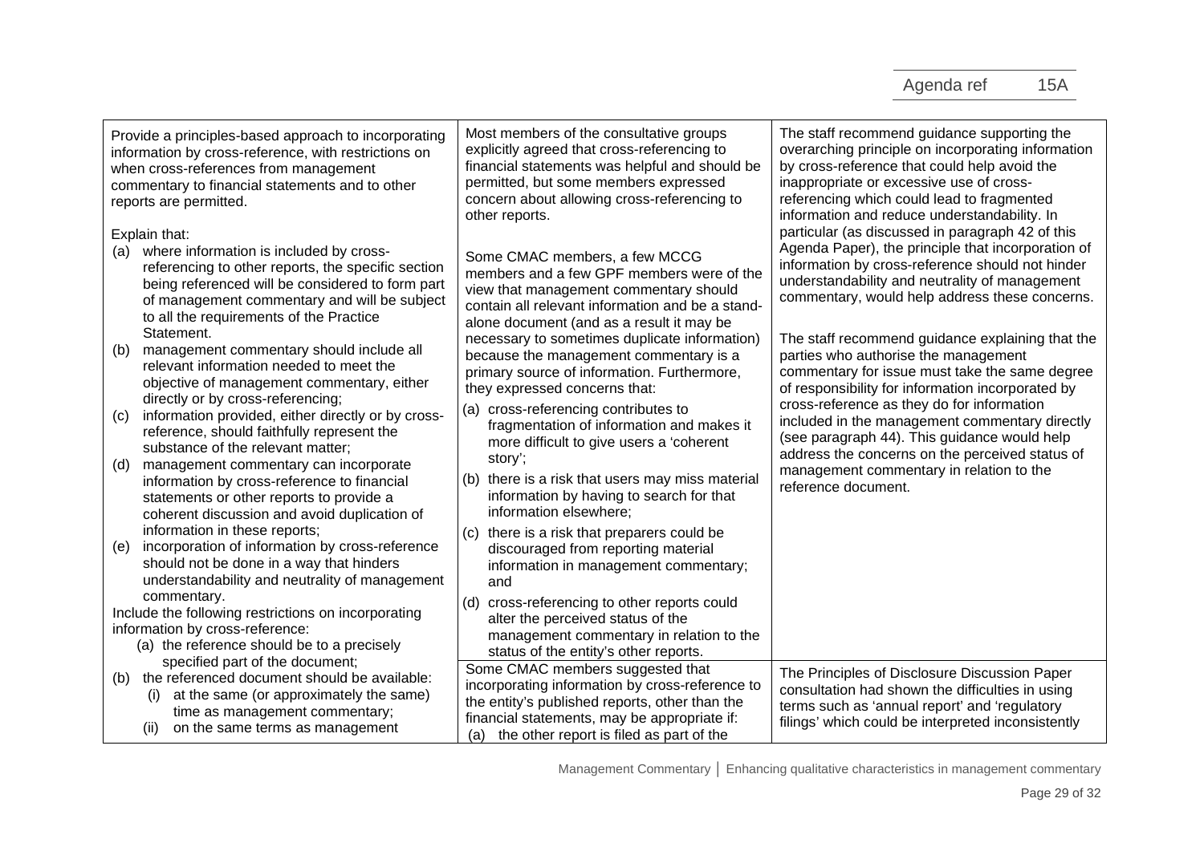| | | |
|---|---|---|
| Provide a principles-based approach to incorporating information by cross-reference, with restrictions on when cross-references from management commentary to financial statements and to other reports are permitted.<br><br>Explain that:<br>(a) where information is included by cross-referencing to other reports, the specific section being referenced will be considered to form part of management commentary and will be subject to all the requirements of the Practice Statement.<br>(b) management commentary should include all relevant information needed to meet the objective of management commentary, either directly or by cross-referencing;<br>(c) information provided, either directly or by cross-reference, should faithfully represent the substance of the relevant matter;<br>(d) management commentary can incorporate information by cross-reference to financial statements or other reports to provide a coherent discussion and avoid duplication of information in these reports;<br>(e) incorporation of information by cross-reference should not be done in a way that hinders understandability and neutrality of management commentary.<br>Include the following restrictions on incorporating information by cross-reference:<br>(a) the reference should be to a precisely specified part of the document;<br>(b) the referenced document should be available:<br>(i) at the same (or approximately the same) time as management commentary;<br>(ii) on the same terms as management | Most members of the consultative groups explicitly agreed that cross-referencing to financial statements was helpful and should be permitted, but some members expressed concern about allowing cross-referencing to other reports.<br><br>Some CMAC members, a few MCCG members and a few GPF members were of the view that management commentary should contain all relevant information and be a stand-alone document (and as a result it may be necessary to sometimes duplicate information) because the management commentary is a primary source of information. Furthermore, they expressed concerns that:<br>(a) cross-referencing contributes to fragmentation of information and makes it more difficult to give users a 'coherent story';<br>(b) there is a risk that users may miss material information by having to search for that information elsewhere;<br>(c) there is a risk that preparers could be discouraged from reporting material information in management commentary; and<br>(d) cross-referencing to other reports could alter the perceived status of the management commentary in relation to the status of the entity's other reports. | The staff recommend guidance supporting the overarching principle on incorporating information by cross-reference that could help avoid the inappropriate or excessive use of cross-referencing which could lead to fragmented information and reduce understandability. In particular (as discussed in paragraph 42 of this Agenda Paper), the principle that incorporation of information by cross-reference should not hinder understandability and neutrality of management commentary, would help address these concerns.<br><br>The staff recommend guidance explaining that the parties who authorise the management commentary for issue must take the same degree of responsibility for information incorporated by cross-reference as they do for information included in the management commentary directly (see paragraph 44). This guidance would help address the concerns on the perceived status of management commentary in relation to the reference document. |
| | Some CMAC members suggested that incorporating information by cross-reference to the entity's published reports, other than the financial statements, may be appropriate if:<br>(a) the other report is filed as part of the | The Principles of Disclosure Discussion Paper consultation had shown the difficulties in using terms such as 'annual report' and 'regulatory filings' which could be interpreted inconsistently |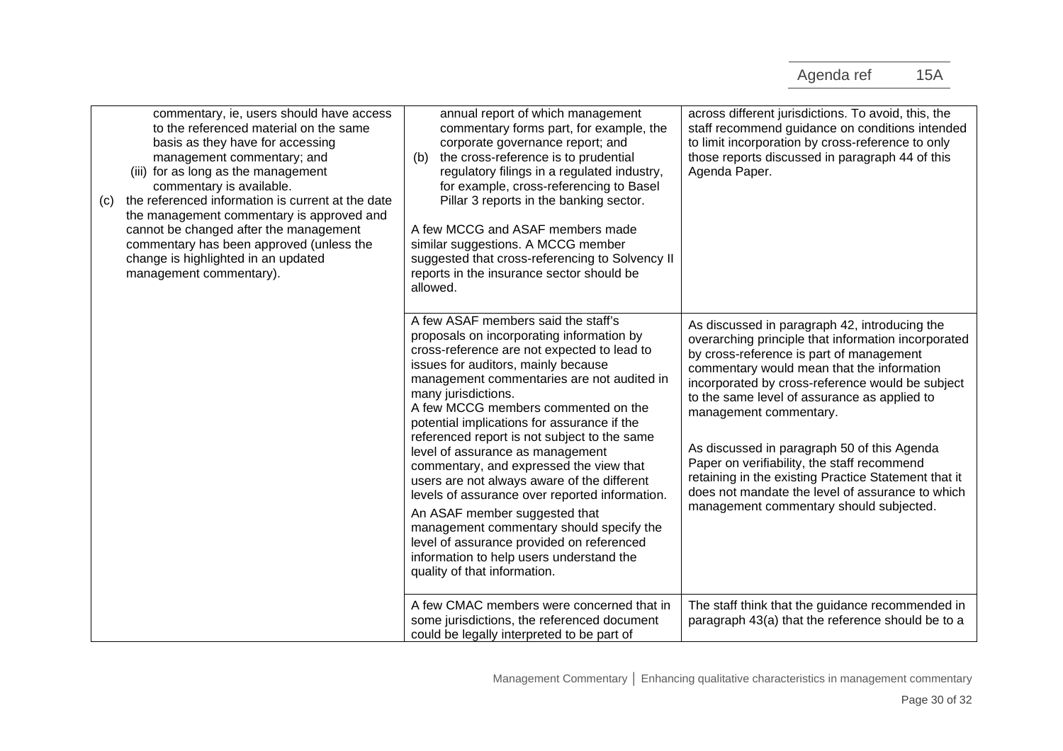| | | |
|---|---|---|
| commentary, ie, users should have access to the referenced material on the same basis as they have for accessing management commentary; and<br>(iii) for as long as the management commentary is available.<br>(c) the referenced information is current at the date the management commentary is approved and cannot be changed after the management commentary has been approved (unless the change is highlighted in an updated management commentary). | annual report of which management commentary forms part, for example, the corporate governance report; and<br>(b) the cross-reference is to prudential regulatory filings in a regulated industry, for example, cross-referencing to Basel Pillar 3 reports in the banking sector.<br><br>A few MCCG and ASAF members made similar suggestions. A MCCG member suggested that cross-referencing to Solvency II reports in the insurance sector should be allowed. | across different jurisdictions. To avoid, this, the staff recommend guidance on conditions intended to limit incorporation by cross-reference to only those reports discussed in paragraph 44 of this Agenda Paper. |
| | A few ASAF members said the staff's proposals on incorporating information by cross-reference are not expected to lead to issues for auditors, mainly because management commentaries are not audited in many jurisdictions.<br>A few MCCG members commented on the potential implications for assurance if the referenced report is not subject to the same level of assurance as management commentary, and expressed the view that users are not always aware of the different levels of assurance over reported information.<br>An ASAF member suggested that management commentary should specify the level of assurance provided on referenced information to help users understand the quality of that information. | As discussed in paragraph 42, introducing the overarching principle that information incorporated by cross-reference is part of management commentary would mean that the information incorporated by cross-reference would be subject to the same level of assurance as applied to management commentary.<br><br>As discussed in paragraph 50 of this Agenda Paper on verifiability, the staff recommend retaining in the existing Practice Statement that it does not mandate the level of assurance to which management commentary should subjected. |
| | A few CMAC members were concerned that in some jurisdictions, the referenced document could be legally interpreted to be part of | The staff think that the guidance recommended in paragraph 43(a) that the reference should be to a |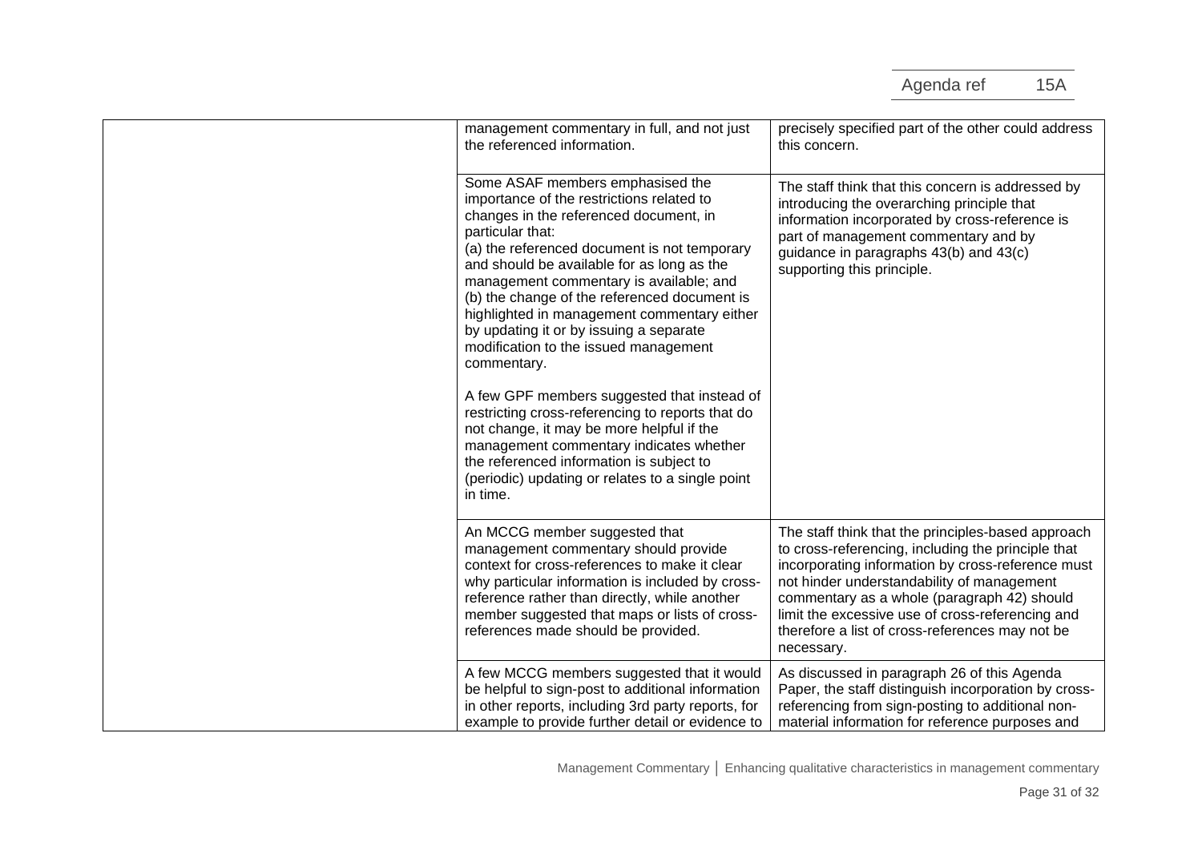| | | |
|---|---|---|
| | management commentary in full, and not just the referenced information. | precisely specified part of the other could address this concern. |
| | Some ASAF members emphasised the importance of the restrictions related to changes in the referenced document, in particular that:<br>(a) the referenced document is not temporary and should be available for as long as the management commentary is available; and<br>(b) the change of the referenced document is highlighted in management commentary either by updating it or by issuing a separate modification to the issued management commentary.<br><br>A few GPF members suggested that instead of restricting cross-referencing to reports that do not change, it may be more helpful if the management commentary indicates whether the referenced information is subject to (periodic) updating or relates to a single point in time. | The staff think that this concern is addressed by introducing the overarching principle that information incorporated by cross-reference is part of management commentary and by guidance in paragraphs 43(b) and 43(c) supporting this principle. |
| | An MCCG member suggested that management commentary should provide context for cross-references to make it clear why particular information is included by cross-reference rather than directly, while another member suggested that maps or lists of cross-references made should be provided. | The staff think that the principles-based approach to cross-referencing, including the principle that incorporating information by cross-reference must not hinder understandability of management commentary as a whole (paragraph 42) should limit the excessive use of cross-referencing and therefore a list of cross-references may not be necessary. |
| | A few MCCG members suggested that it would be helpful to sign-post to additional information in other reports, including 3rd party reports, for example to provide further detail or evidence to | As discussed in paragraph 26 of this Agenda Paper, the staff distinguish incorporation by cross-referencing from sign-posting to additional non-material information for reference purposes and |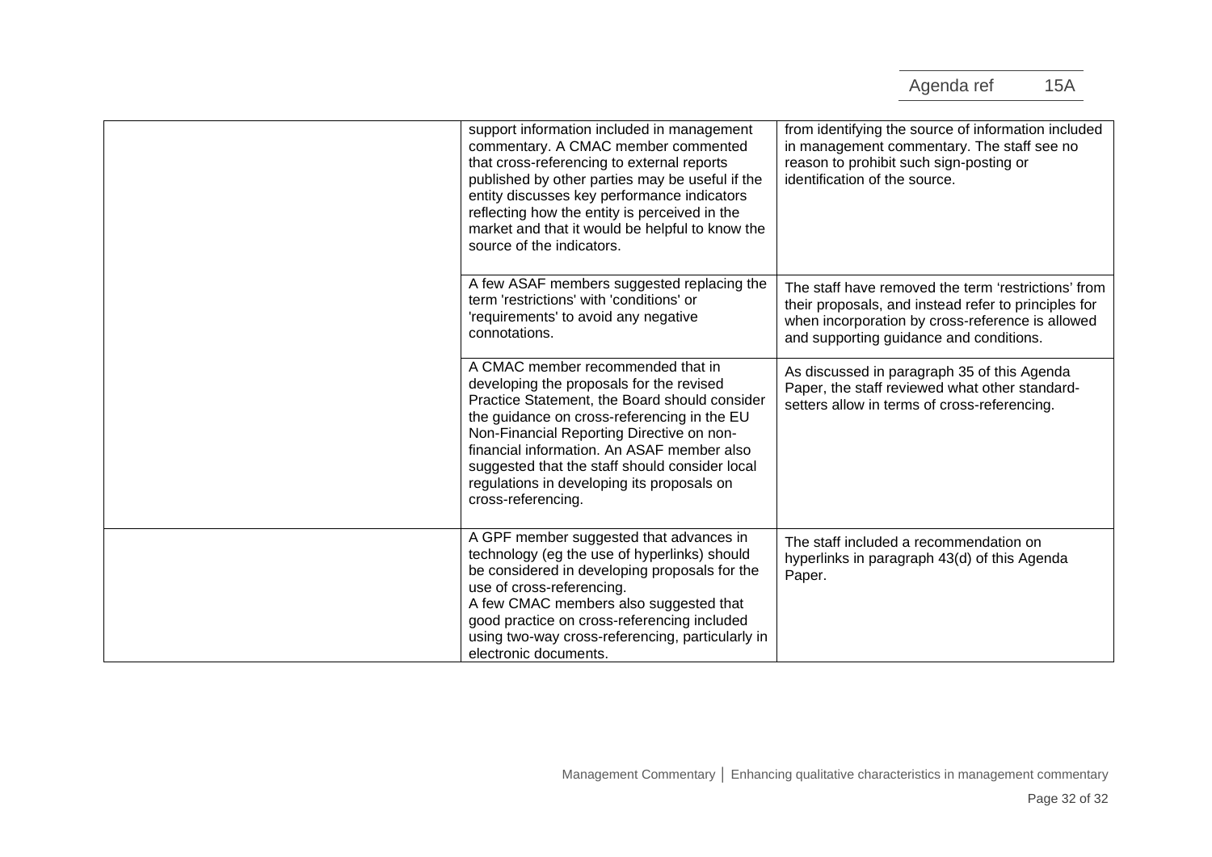| | | |
|---|---|---|
| | support information included in management commentary. A CMAC member commented that cross-referencing to external reports published by other parties may be useful if the entity discusses key performance indicators reflecting how the entity is perceived in the market and that it would be helpful to know the source of the indicators. | from identifying the source of information included in management commentary. The staff see no reason to prohibit such sign-posting or identification of the source. |
| | A few ASAF members suggested replacing the term 'restrictions' with 'conditions' or 'requirements' to avoid any negative connotations. | The staff have removed the term 'restrictions' from their proposals, and instead refer to principles for when incorporation by cross-reference is allowed and supporting guidance and conditions. |
| | A CMAC member recommended that in developing the proposals for the revised Practice Statement, the Board should consider the guidance on cross-referencing in the EU Non-Financial Reporting Directive on non-financial information. An ASAF member also suggested that the staff should consider local regulations in developing its proposals on cross-referencing. | As discussed in paragraph 35 of this Agenda Paper, the staff reviewed what other standard-setters allow in terms of cross-referencing. |
| | A GPF member suggested that advances in technology (eg the use of hyperlinks) should be considered in developing proposals for the use of cross-referencing.<br>A few CMAC members also suggested that good practice on cross-referencing included using two-way cross-referencing, particularly in electronic documents. | The staff included a recommendation on hyperlinks in paragraph 43(d) of this Agenda Paper. |